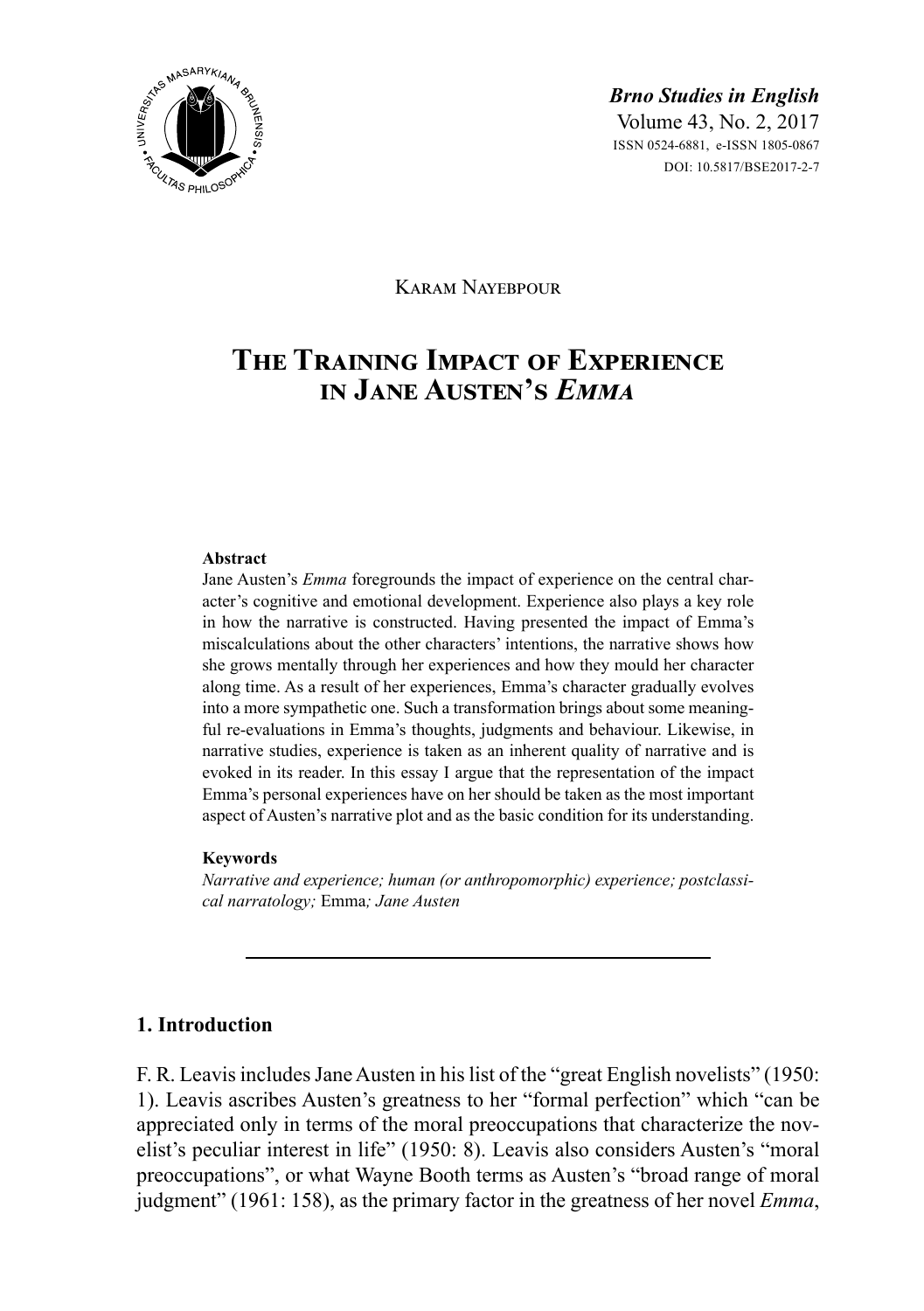*Brno Studies in English*
Volume 43, No. 2, 2017
ISSN 0524-6881, e-ISSN 1805-0867
DOI: 10.5817/BSE2017-2-7

Karam Nayebpour

# The Training Impact of Experience in Jane Austen's *Emma*

**Abstract**

Jane Austen's *Emma* foregrounds the impact of experience on the central character's cognitive and emotional development. Experience also plays a key role in how the narrative is constructed. Having presented the impact of Emma's miscalculations about the other characters' intentions, the narrative shows how she grows mentally through her experiences and how they mould her character along time. As a result of her experiences, Emma's character gradually evolves into a more sympathetic one. Such a transformation brings about some meaningful re-evaluations in Emma's thoughts, judgments and behaviour. Likewise, in narrative studies, experience is taken as an inherent quality of narrative and is evoked in its reader. In this essay I argue that the representation of the impact Emma's personal experiences have on her should be taken as the most important aspect of Austen's narrative plot and as the basic condition for its understanding.

**Keywords**

*Narrative and experience; human (or anthropomorphic) experience; postclassical narratology;* Emma*; Jane Austen*

## 1. Introduction

F. R. Leavis includes Jane Austen in his list of the "great English novelists" (1950: 1). Leavis ascribes Austen's greatness to her "formal perfection" which "can be appreciated only in terms of the moral preoccupations that characterize the novelist's peculiar interest in life" (1950: 8). Leavis also considers Austen's "moral preoccupations", or what Wayne Booth terms as Austen's "broad range of moral judgment" (1961: 158), as the primary factor in the greatness of her novel *Emma*,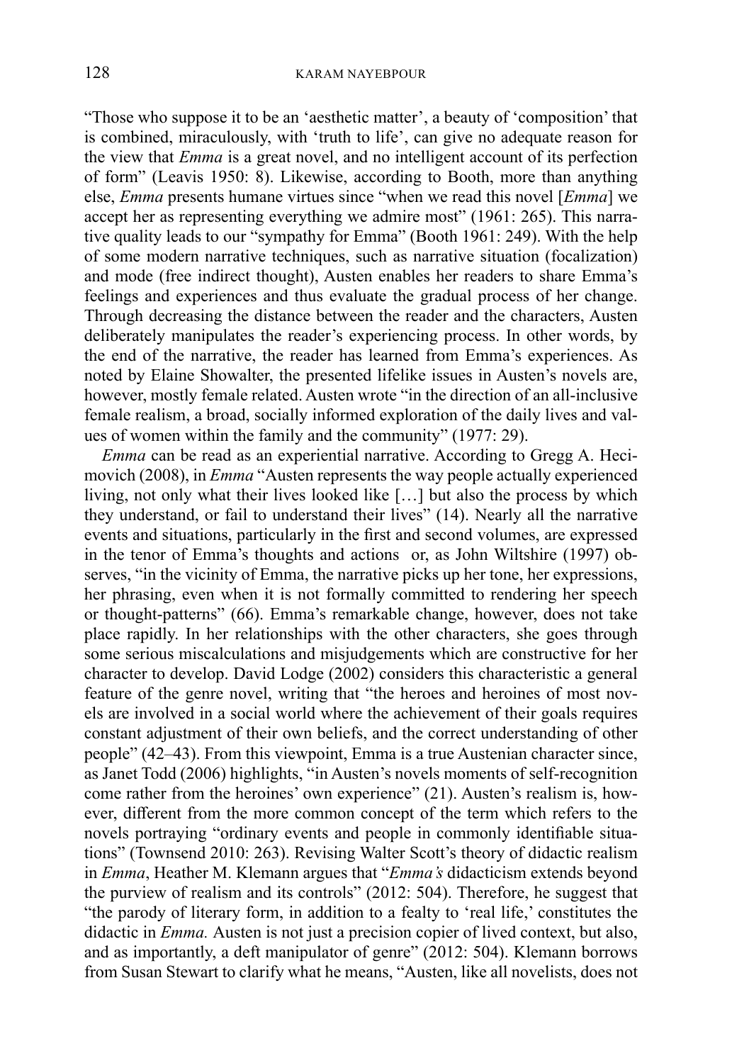"Those who suppose it to be an 'aesthetic matter', a beauty of 'composition' that is combined, miraculously, with 'truth to life', can give no adequate reason for the view that *Emma* is a great novel, and no intelligent account of its perfection of form" (Leavis 1950: 8). Likewise, according to Booth, more than anything else, *Emma* presents humane virtues since "when we read this novel [*Emma*] we accept her as representing everything we admire most" (1961: 265). This narrative quality leads to our "sympathy for Emma" (Booth 1961: 249). With the help of some modern narrative techniques, such as narrative situation (focalization) and mode (free indirect thought), Austen enables her readers to share Emma's feelings and experiences and thus evaluate the gradual process of her change. Through decreasing the distance between the reader and the characters, Austen deliberately manipulates the reader's experiencing process. In other words, by the end of the narrative, the reader has learned from Emma's experiences. As noted by Elaine Showalter, the presented lifelike issues in Austen's novels are, however, mostly female related. Austen wrote "in the direction of an all-inclusive female realism, a broad, socially informed exploration of the daily lives and values of women within the family and the community" (1977: 29).

*Emma* can be read as an experiential narrative. According to Gregg A. Hecimovich (2008), in *Emma* "Austen represents the way people actually experienced living, not only what their lives looked like […] but also the process by which they understand, or fail to understand their lives" (14). Nearly all the narrative events and situations, particularly in the first and second volumes, are expressed in the tenor of Emma's thoughts and actions  or, as John Wiltshire (1997) observes, "in the vicinity of Emma, the narrative picks up her tone, her expressions, her phrasing, even when it is not formally committed to rendering her speech or thought-patterns" (66). Emma's remarkable change, however, does not take place rapidly. In her relationships with the other characters, she goes through some serious miscalculations and misjudgements which are constructive for her character to develop. David Lodge (2002) considers this characteristic a general feature of the genre novel, writing that "the heroes and heroines of most novels are involved in a social world where the achievement of their goals requires constant adjustment of their own beliefs, and the correct understanding of other people" (42–43). From this viewpoint, Emma is a true Austenian character since, as Janet Todd (2006) highlights, "in Austen's novels moments of self-recognition come rather from the heroines' own experience" (21). Austen's realism is, however, different from the more common concept of the term which refers to the novels portraying "ordinary events and people in commonly identifiable situations" (Townsend 2010: 263). Revising Walter Scott's theory of didactic realism in *Emma*, Heather M. Klemann argues that "*Emma's* didacticism extends beyond the purview of realism and its controls" (2012: 504). Therefore, he suggest that "the parody of literary form, in addition to a fealty to 'real life,' constitutes the didactic in *Emma.* Austen is not just a precision copier of lived context, but also, and as importantly, a deft manipulator of genre" (2012: 504). Klemann borrows from Susan Stewart to clarify what he means, "Austen, like all novelists, does not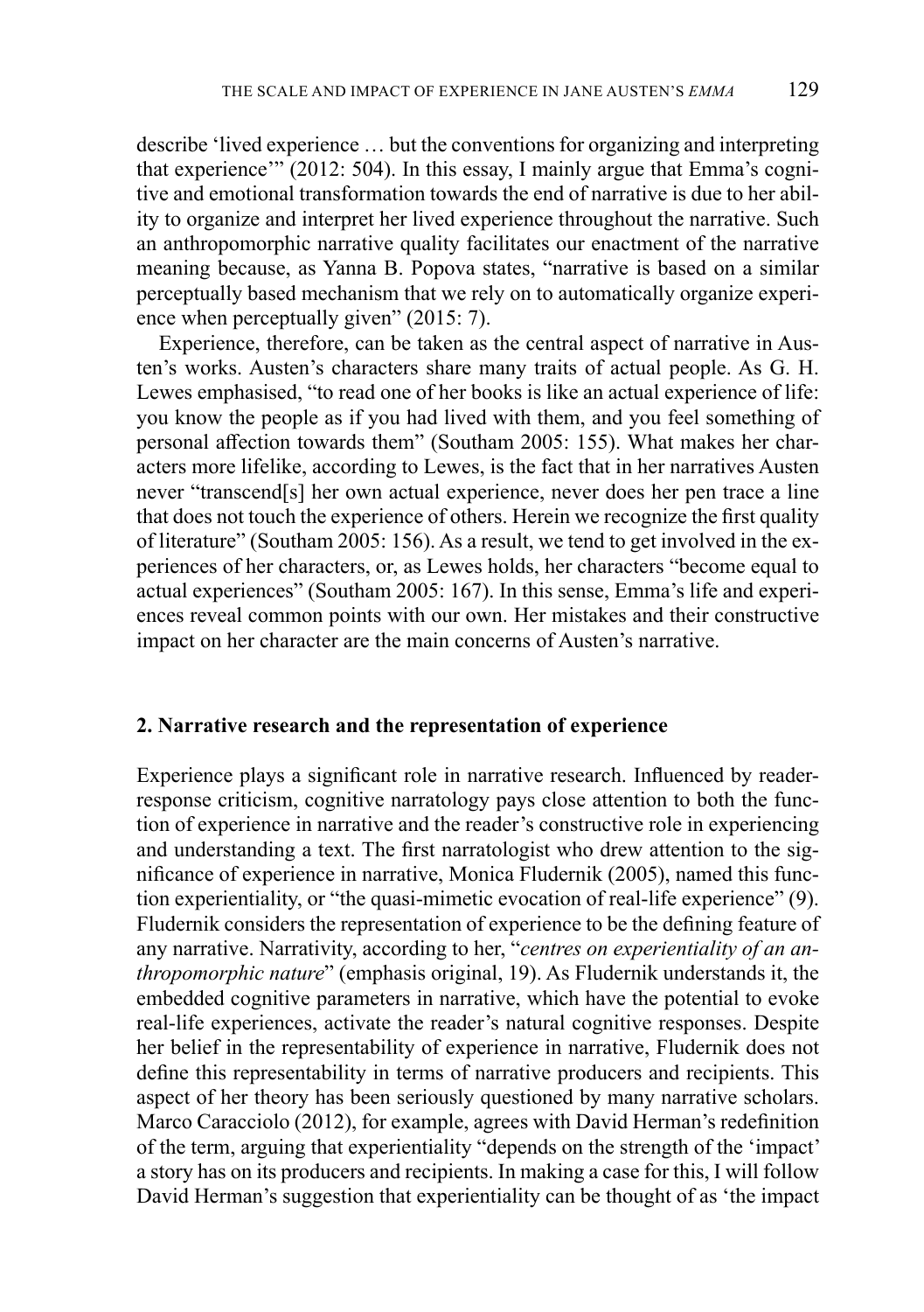describe 'lived experience … but the conventions for organizing and interpreting that experience'" (2012: 504). In this essay, I mainly argue that Emma's cognitive and emotional transformation towards the end of narrative is due to her ability to organize and interpret her lived experience throughout the narrative. Such an anthropomorphic narrative quality facilitates our enactment of the narrative meaning because, as Yanna B. Popova states, "narrative is based on a similar perceptually based mechanism that we rely on to automatically organize experience when perceptually given" (2015: 7).

Experience, therefore, can be taken as the central aspect of narrative in Austen's works. Austen's characters share many traits of actual people. As G. H. Lewes emphasised, "to read one of her books is like an actual experience of life: you know the people as if you had lived with them, and you feel something of personal affection towards them" (Southam 2005: 155). What makes her characters more lifelike, according to Lewes, is the fact that in her narratives Austen never "transcend[s] her own actual experience, never does her pen trace a line that does not touch the experience of others. Herein we recognize the first quality of literature" (Southam 2005: 156). As a result, we tend to get involved in the experiences of her characters, or, as Lewes holds, her characters "become equal to actual experiences" (Southam 2005: 167). In this sense, Emma's life and experiences reveal common points with our own. Her mistakes and their constructive impact on her character are the main concerns of Austen's narrative.

## 2. Narrative research and the representation of experience

Experience plays a significant role in narrative research. Influenced by reader-response criticism, cognitive narratology pays close attention to both the function of experience in narrative and the reader's constructive role in experiencing and understanding a text. The first narratologist who drew attention to the significance of experience in narrative, Monica Fludernik (2005), named this function experientiality, or "the quasi-mimetic evocation of real-life experience" (9). Fludernik considers the representation of experience to be the defining feature of any narrative. Narrativity, according to her, "*centres on experientiality of an anthropomorphic nature*" (emphasis original, 19). As Fludernik understands it, the embedded cognitive parameters in narrative, which have the potential to evoke real-life experiences, activate the reader's natural cognitive responses. Despite her belief in the representability of experience in narrative, Fludernik does not define this representability in terms of narrative producers and recipients. This aspect of her theory has been seriously questioned by many narrative scholars. Marco Caracciolo (2012), for example, agrees with David Herman's redefinition of the term, arguing that experientiality "depends on the strength of the 'impact' a story has on its producers and recipients. In making a case for this, I will follow David Herman's suggestion that experientiality can be thought of as 'the impact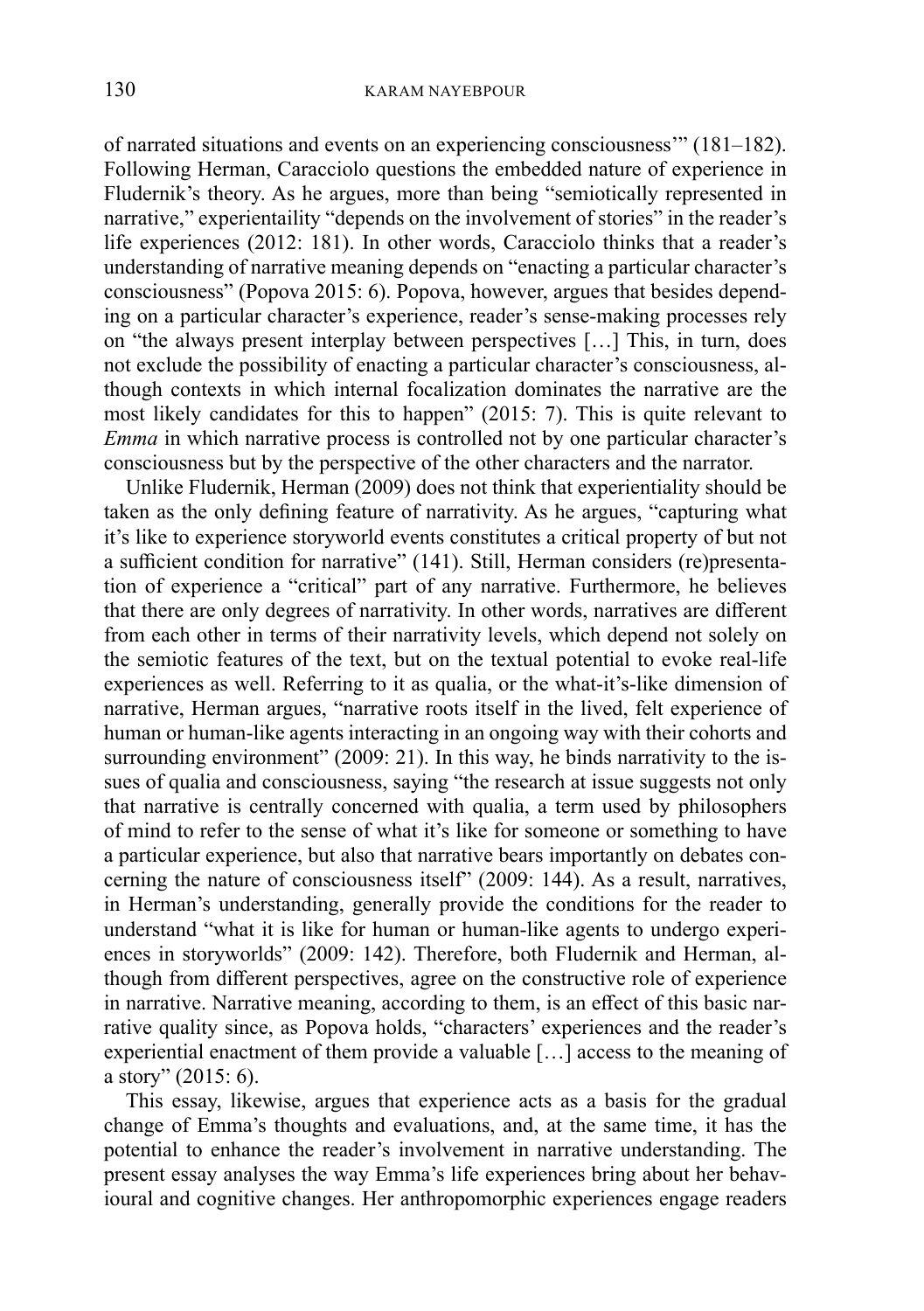of narrated situations and events on an experiencing consciousness'" (181–182). Following Herman, Caracciolo questions the embedded nature of experience in Fludernik's theory. As he argues, more than being "semiotically represented in narrative," experientaility "depends on the involvement of stories" in the reader's life experiences (2012: 181). In other words, Caracciolo thinks that a reader's understanding of narrative meaning depends on "enacting a particular character's consciousness" (Popova 2015: 6). Popova, however, argues that besides depending on a particular character's experience, reader's sense-making processes rely on "the always present interplay between perspectives […] This, in turn, does not exclude the possibility of enacting a particular character's consciousness, although contexts in which internal focalization dominates the narrative are the most likely candidates for this to happen" (2015: 7). This is quite relevant to *Emma* in which narrative process is controlled not by one particular character's consciousness but by the perspective of the other characters and the narrator.

Unlike Fludernik, Herman (2009) does not think that experientiality should be taken as the only defining feature of narrativity. As he argues, "capturing what it's like to experience storyworld events constitutes a critical property of but not a sufficient condition for narrative" (141). Still, Herman considers (re)presentation of experience a "critical" part of any narrative. Furthermore, he believes that there are only degrees of narrativity. In other words, narratives are different from each other in terms of their narrativity levels, which depend not solely on the semiotic features of the text, but on the textual potential to evoke real-life experiences as well. Referring to it as qualia, or the what-it's-like dimension of narrative, Herman argues, "narrative roots itself in the lived, felt experience of human or human-like agents interacting in an ongoing way with their cohorts and surrounding environment" (2009: 21). In this way, he binds narrativity to the issues of qualia and consciousness, saying "the research at issue suggests not only that narrative is centrally concerned with qualia, a term used by philosophers of mind to refer to the sense of what it's like for someone or something to have a particular experience, but also that narrative bears importantly on debates concerning the nature of consciousness itself" (2009: 144). As a result, narratives, in Herman's understanding, generally provide the conditions for the reader to understand "what it is like for human or human-like agents to undergo experiences in storyworlds" (2009: 142). Therefore, both Fludernik and Herman, although from different perspectives, agree on the constructive role of experience in narrative. Narrative meaning, according to them, is an effect of this basic narrative quality since, as Popova holds, "characters' experiences and the reader's experiential enactment of them provide a valuable […] access to the meaning of a story" (2015: 6).

This essay, likewise, argues that experience acts as a basis for the gradual change of Emma's thoughts and evaluations, and, at the same time, it has the potential to enhance the reader's involvement in narrative understanding. The present essay analyses the way Emma's life experiences bring about her behavioural and cognitive changes. Her anthropomorphic experiences engage readers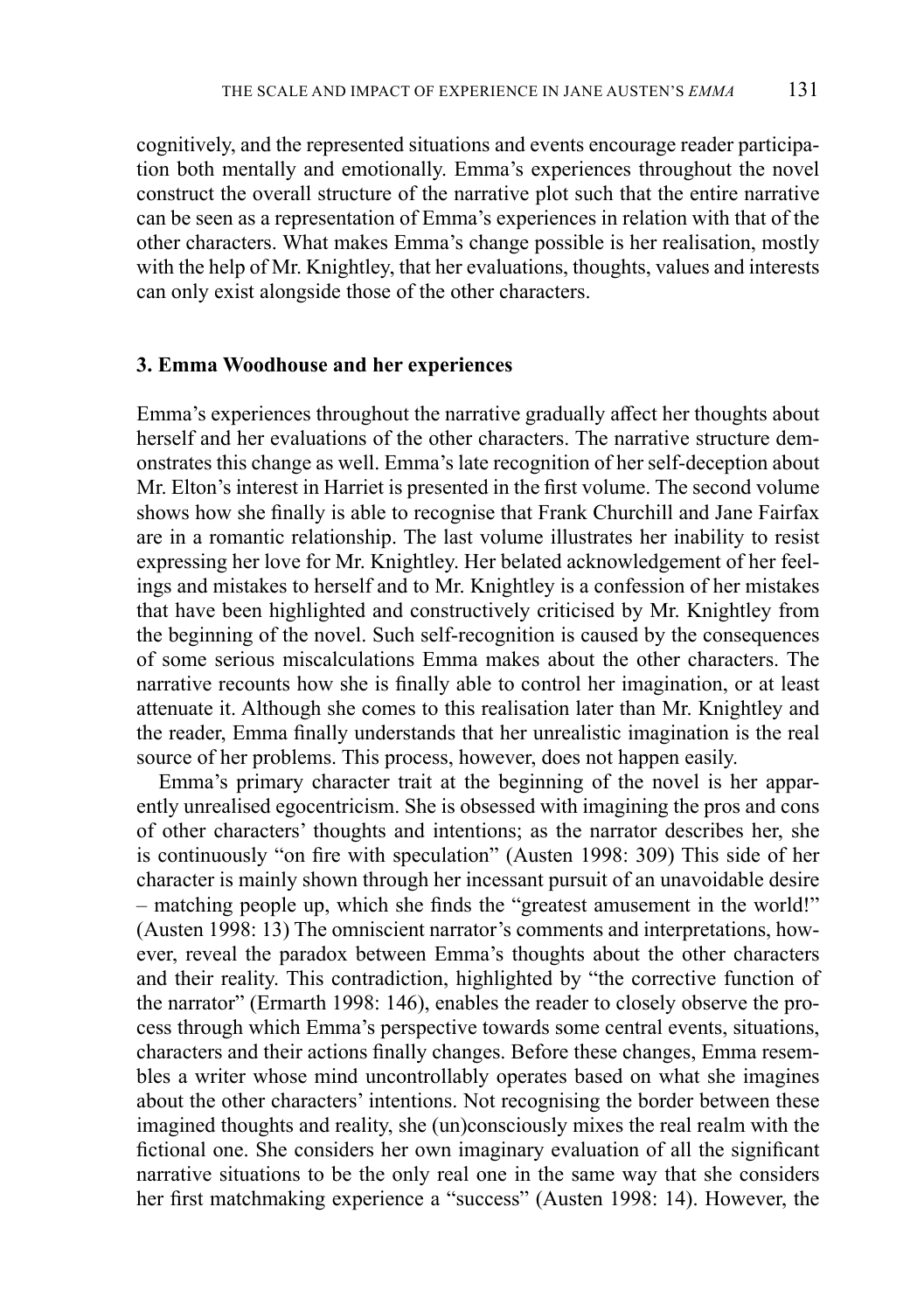cognitively, and the represented situations and events encourage reader participation both mentally and emotionally. Emma's experiences throughout the novel construct the overall structure of the narrative plot such that the entire narrative can be seen as a representation of Emma's experiences in relation with that of the other characters. What makes Emma's change possible is her realisation, mostly with the help of Mr. Knightley, that her evaluations, thoughts, values and interests can only exist alongside those of the other characters.

## 3. Emma Woodhouse and her experiences

Emma's experiences throughout the narrative gradually affect her thoughts about herself and her evaluations of the other characters. The narrative structure demonstrates this change as well. Emma's late recognition of her self-deception about Mr. Elton's interest in Harriet is presented in the first volume. The second volume shows how she finally is able to recognise that Frank Churchill and Jane Fairfax are in a romantic relationship. The last volume illustrates her inability to resist expressing her love for Mr. Knightley. Her belated acknowledgement of her feelings and mistakes to herself and to Mr. Knightley is a confession of her mistakes that have been highlighted and constructively criticised by Mr. Knightley from the beginning of the novel. Such self-recognition is caused by the consequences of some serious miscalculations Emma makes about the other characters. The narrative recounts how she is finally able to control her imagination, or at least attenuate it. Although she comes to this realisation later than Mr. Knightley and the reader, Emma finally understands that her unrealistic imagination is the real source of her problems. This process, however, does not happen easily.

Emma's primary character trait at the beginning of the novel is her apparently unrealised egocentricism. She is obsessed with imagining the pros and cons of other characters' thoughts and intentions; as the narrator describes her, she is continuously "on fire with speculation" (Austen 1998: 309) This side of her character is mainly shown through her incessant pursuit of an unavoidable desire – matching people up, which she finds the "greatest amusement in the world!" (Austen 1998: 13) The omniscient narrator's comments and interpretations, however, reveal the paradox between Emma's thoughts about the other characters and their reality. This contradiction, highlighted by "the corrective function of the narrator" (Ermarth 1998: 146), enables the reader to closely observe the process through which Emma's perspective towards some central events, situations, characters and their actions finally changes. Before these changes, Emma resembles a writer whose mind uncontrollably operates based on what she imagines about the other characters' intentions. Not recognising the border between these imagined thoughts and reality, she (un)consciously mixes the real realm with the fictional one. She considers her own imaginary evaluation of all the significant narrative situations to be the only real one in the same way that she considers her first matchmaking experience a "success" (Austen 1998: 14). However, the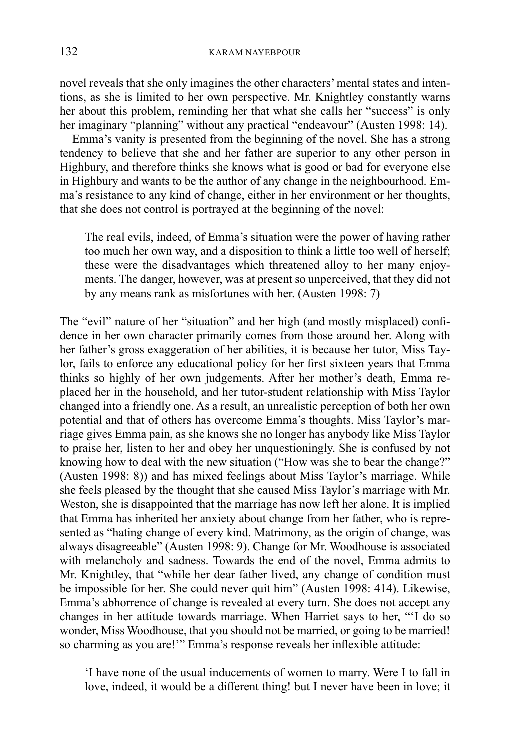novel reveals that she only imagines the other characters' mental states and intentions, as she is limited to her own perspective. Mr. Knightley constantly warns her about this problem, reminding her that what she calls her "success" is only her imaginary "planning" without any practical "endeavour" (Austen 1998: 14).

Emma's vanity is presented from the beginning of the novel. She has a strong tendency to believe that she and her father are superior to any other person in Highbury, and therefore thinks she knows what is good or bad for everyone else in Highbury and wants to be the author of any change in the neighbourhood. Emma's resistance to any kind of change, either in her environment or her thoughts, that she does not control is portrayed at the beginning of the novel:

> The real evils, indeed, of Emma's situation were the power of having rather too much her own way, and a disposition to think a little too well of herself; these were the disadvantages which threatened alloy to her many enjoyments. The danger, however, was at present so unperceived, that they did not by any means rank as misfortunes with her. (Austen 1998: 7)

The "evil" nature of her "situation" and her high (and mostly misplaced) confidence in her own character primarily comes from those around her. Along with her father's gross exaggeration of her abilities, it is because her tutor, Miss Taylor, fails to enforce any educational policy for her first sixteen years that Emma thinks so highly of her own judgements. After her mother's death, Emma replaced her in the household, and her tutor-student relationship with Miss Taylor changed into a friendly one. As a result, an unrealistic perception of both her own potential and that of others has overcome Emma's thoughts. Miss Taylor's marriage gives Emma pain, as she knows she no longer has anybody like Miss Taylor to praise her, listen to her and obey her unquestioningly. She is confused by not knowing how to deal with the new situation ("How was she to bear the change?" (Austen 1998: 8)) and has mixed feelings about Miss Taylor's marriage. While she feels pleased by the thought that she caused Miss Taylor's marriage with Mr. Weston, she is disappointed that the marriage has now left her alone. It is implied that Emma has inherited her anxiety about change from her father, who is represented as "hating change of every kind. Matrimony, as the origin of change, was always disagreeable" (Austen 1998: 9). Change for Mr. Woodhouse is associated with melancholy and sadness. Towards the end of the novel, Emma admits to Mr. Knightley, that "while her dear father lived, any change of condition must be impossible for her. She could never quit him" (Austen 1998: 414). Likewise, Emma's abhorrence of change is revealed at every turn. She does not accept any changes in her attitude towards marriage. When Harriet says to her, "'I do so wonder, Miss Woodhouse, that you should not be married, or going to be married! so charming as you are!'" Emma's response reveals her inflexible attitude:

> 'I have none of the usual inducements of women to marry. Were I to fall in love, indeed, it would be a different thing! but I never have been in love; it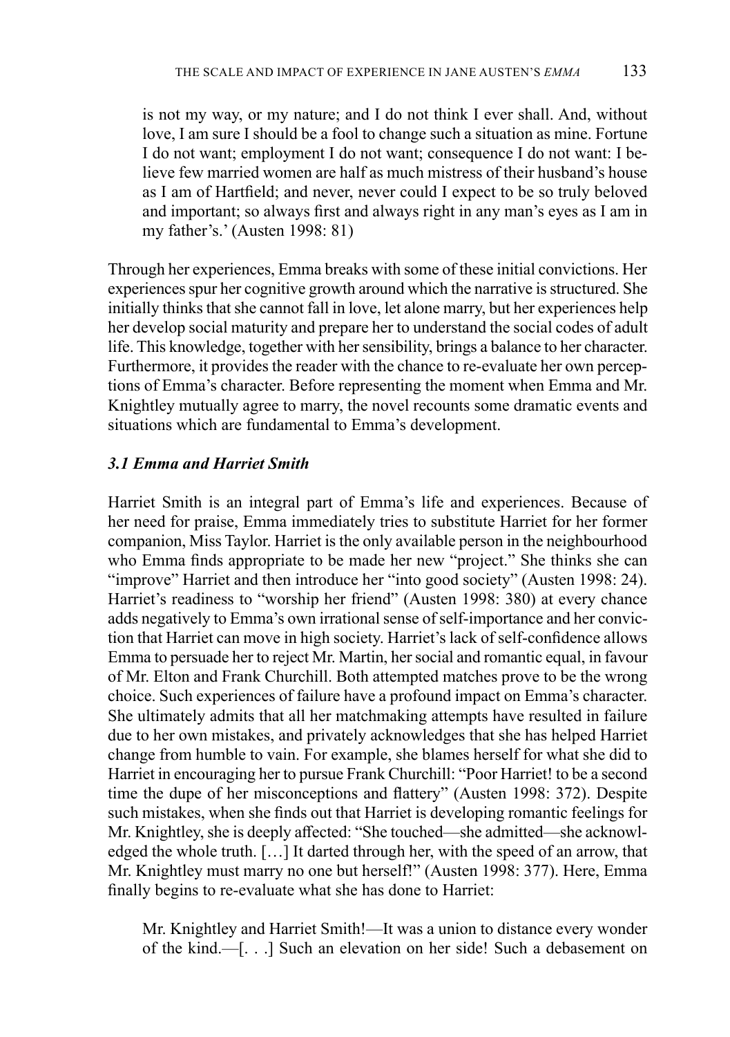> is not my way, or my nature; and I do not think I ever shall. And, without love, I am sure I should be a fool to change such a situation as mine. Fortune I do not want; employment I do not want; consequence I do not want: I believe few married women are half as much mistress of their husband's house as I am of Hartfield; and never, never could I expect to be so truly beloved and important; so always first and always right in any man's eyes as I am in my father's.' (Austen 1998: 81)

Through her experiences, Emma breaks with some of these initial convictions. Her experiences spur her cognitive growth around which the narrative is structured. She initially thinks that she cannot fall in love, let alone marry, but her experiences help her develop social maturity and prepare her to understand the social codes of adult life. This knowledge, together with her sensibility, brings a balance to her character. Furthermore, it provides the reader with the chance to re-evaluate her own perceptions of Emma's character. Before representing the moment when Emma and Mr. Knightley mutually agree to marry, the novel recounts some dramatic events and situations which are fundamental to Emma's development.

### *3.1 Emma and Harriet Smith*

Harriet Smith is an integral part of Emma's life and experiences. Because of her need for praise, Emma immediately tries to substitute Harriet for her former companion, Miss Taylor. Harriet is the only available person in the neighbourhood who Emma finds appropriate to be made her new "project." She thinks she can "improve" Harriet and then introduce her "into good society" (Austen 1998: 24). Harriet's readiness to "worship her friend" (Austen 1998: 380) at every chance adds negatively to Emma's own irrational sense of self-importance and her conviction that Harriet can move in high society. Harriet's lack of self-confidence allows Emma to persuade her to reject Mr. Martin, her social and romantic equal, in favour of Mr. Elton and Frank Churchill. Both attempted matches prove to be the wrong choice. Such experiences of failure have a profound impact on Emma's character. She ultimately admits that all her matchmaking attempts have resulted in failure due to her own mistakes, and privately acknowledges that she has helped Harriet change from humble to vain. For example, she blames herself for what she did to Harriet in encouraging her to pursue Frank Churchill: "Poor Harriet! to be a second time the dupe of her misconceptions and flattery" (Austen 1998: 372). Despite such mistakes, when she finds out that Harriet is developing romantic feelings for Mr. Knightley, she is deeply affected: "She touched—she admitted—she acknowledged the whole truth. […] It darted through her, with the speed of an arrow, that Mr. Knightley must marry no one but herself!" (Austen 1998: 377). Here, Emma finally begins to re-evaluate what she has done to Harriet:

> Mr. Knightley and Harriet Smith!—It was a union to distance every wonder of the kind.—[. . .] Such an elevation on her side! Such a debasement on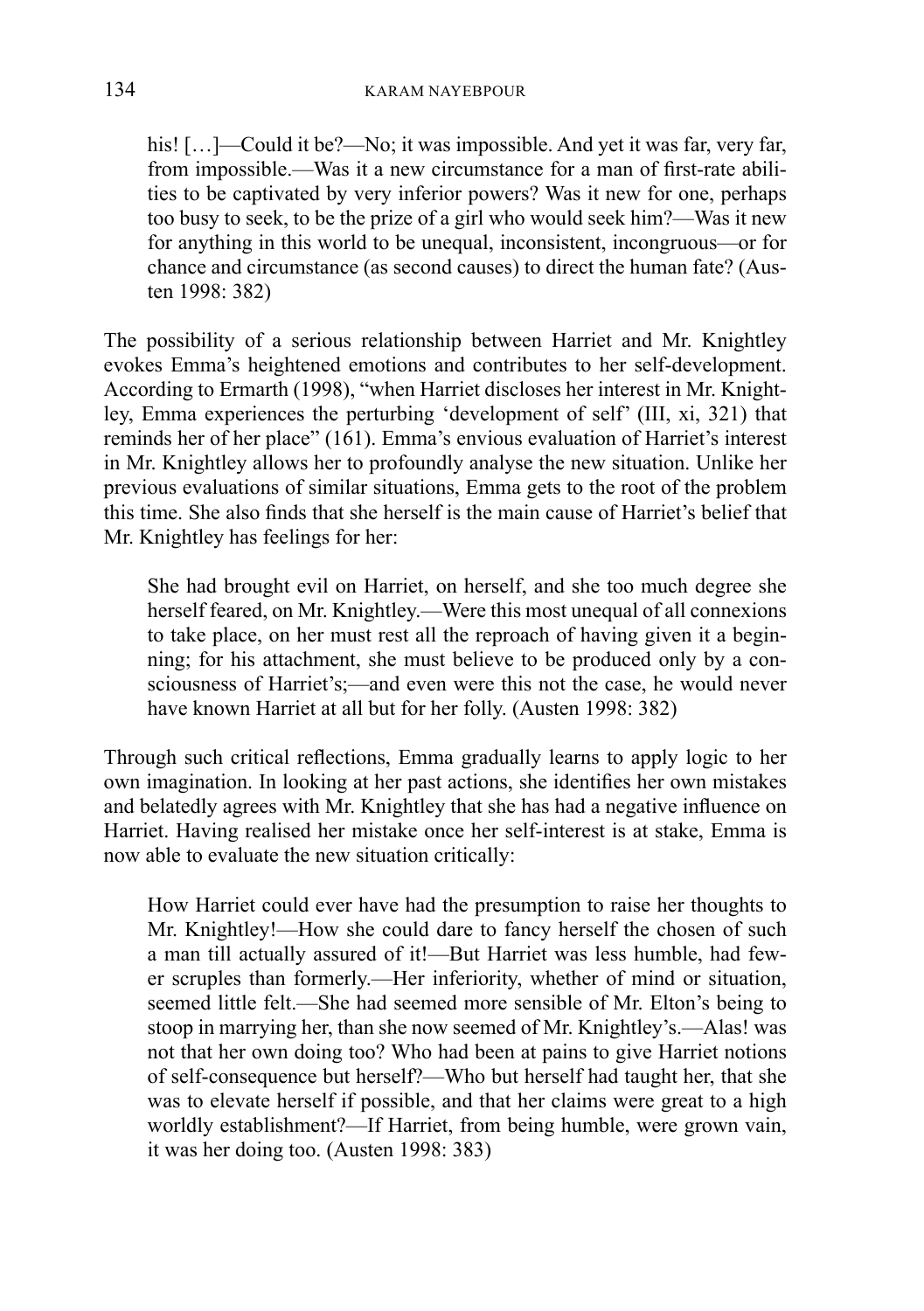> his! […]—Could it be?—No; it was impossible. And yet it was far, very far, from impossible.—Was it a new circumstance for a man of first-rate abilities to be captivated by very inferior powers? Was it new for one, perhaps too busy to seek, to be the prize of a girl who would seek him?—Was it new for anything in this world to be unequal, inconsistent, incongruous—or for chance and circumstance (as second causes) to direct the human fate? (Austen 1998: 382)

The possibility of a serious relationship between Harriet and Mr. Knightley evokes Emma's heightened emotions and contributes to her self-development. According to Ermarth (1998), "when Harriet discloses her interest in Mr. Knightley, Emma experiences the perturbing 'development of self' (III, xi, 321) that reminds her of her place" (161). Emma's envious evaluation of Harriet's interest in Mr. Knightley allows her to profoundly analyse the new situation. Unlike her previous evaluations of similar situations, Emma gets to the root of the problem this time. She also finds that she herself is the main cause of Harriet's belief that Mr. Knightley has feelings for her:

> She had brought evil on Harriet, on herself, and she too much degree she herself feared, on Mr. Knightley.—Were this most unequal of all connexions to take place, on her must rest all the reproach of having given it a beginning; for his attachment, she must believe to be produced only by a consciousness of Harriet's;—and even were this not the case, he would never have known Harriet at all but for her folly. (Austen 1998: 382)

Through such critical reflections, Emma gradually learns to apply logic to her own imagination. In looking at her past actions, she identifies her own mistakes and belatedly agrees with Mr. Knightley that she has had a negative influence on Harriet. Having realised her mistake once her self-interest is at stake, Emma is now able to evaluate the new situation critically:

> How Harriet could ever have had the presumption to raise her thoughts to Mr. Knightley!—How she could dare to fancy herself the chosen of such a man till actually assured of it!—But Harriet was less humble, had fewer scruples than formerly.—Her inferiority, whether of mind or situation, seemed little felt.—She had seemed more sensible of Mr. Elton's being to stoop in marrying her, than she now seemed of Mr. Knightley's.—Alas! was not that her own doing too? Who had been at pains to give Harriet notions of self-consequence but herself?—Who but herself had taught her, that she was to elevate herself if possible, and that her claims were great to a high worldly establishment?—If Harriet, from being humble, were grown vain, it was her doing too. (Austen 1998: 383)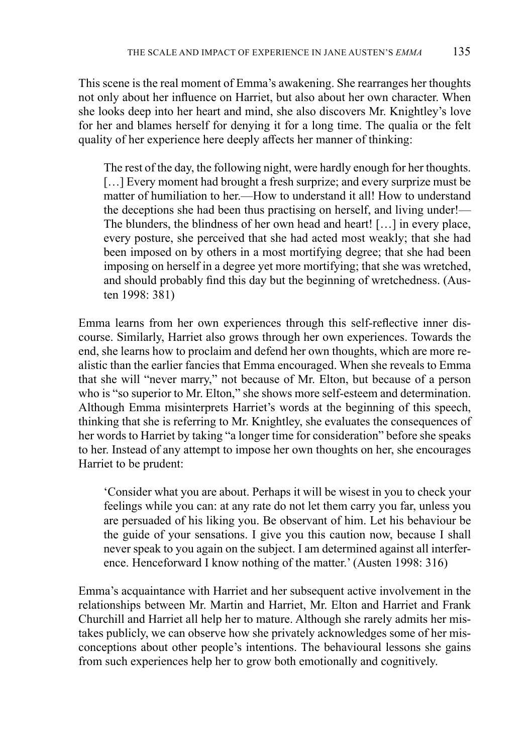This scene is the real moment of Emma's awakening. She rearranges her thoughts not only about her influence on Harriet, but also about her own character. When she looks deep into her heart and mind, she also discovers Mr. Knightley's love for her and blames herself for denying it for a long time. The qualia or the felt quality of her experience here deeply affects her manner of thinking:

> The rest of the day, the following night, were hardly enough for her thoughts. […] Every moment had brought a fresh surprize; and every surprize must be matter of humiliation to her.—How to understand it all! How to understand the deceptions she had been thus practising on herself, and living under!—The blunders, the blindness of her own head and heart! […] in every place, every posture, she perceived that she had acted most weakly; that she had been imposed on by others in a most mortifying degree; that she had been imposing on herself in a degree yet more mortifying; that she was wretched, and should probably find this day but the beginning of wretchedness. (Austen 1998: 381)

Emma learns from her own experiences through this self-reflective inner discourse. Similarly, Harriet also grows through her own experiences. Towards the end, she learns how to proclaim and defend her own thoughts, which are more realistic than the earlier fancies that Emma encouraged. When she reveals to Emma that she will "never marry," not because of Mr. Elton, but because of a person who is "so superior to Mr. Elton," she shows more self-esteem and determination. Although Emma misinterprets Harriet's words at the beginning of this speech, thinking that she is referring to Mr. Knightley, she evaluates the consequences of her words to Harriet by taking "a longer time for consideration" before she speaks to her. Instead of any attempt to impose her own thoughts on her, she encourages Harriet to be prudent:

> 'Consider what you are about. Perhaps it will be wisest in you to check your feelings while you can: at any rate do not let them carry you far, unless you are persuaded of his liking you. Be observant of him. Let his behaviour be the guide of your sensations. I give you this caution now, because I shall never speak to you again on the subject. I am determined against all interference. Henceforward I know nothing of the matter.' (Austen 1998: 316)

Emma's acquaintance with Harriet and her subsequent active involvement in the relationships between Mr. Martin and Harriet, Mr. Elton and Harriet and Frank Churchill and Harriet all help her to mature. Although she rarely admits her mistakes publicly, we can observe how she privately acknowledges some of her misconceptions about other people's intentions. The behavioural lessons she gains from such experiences help her to grow both emotionally and cognitively.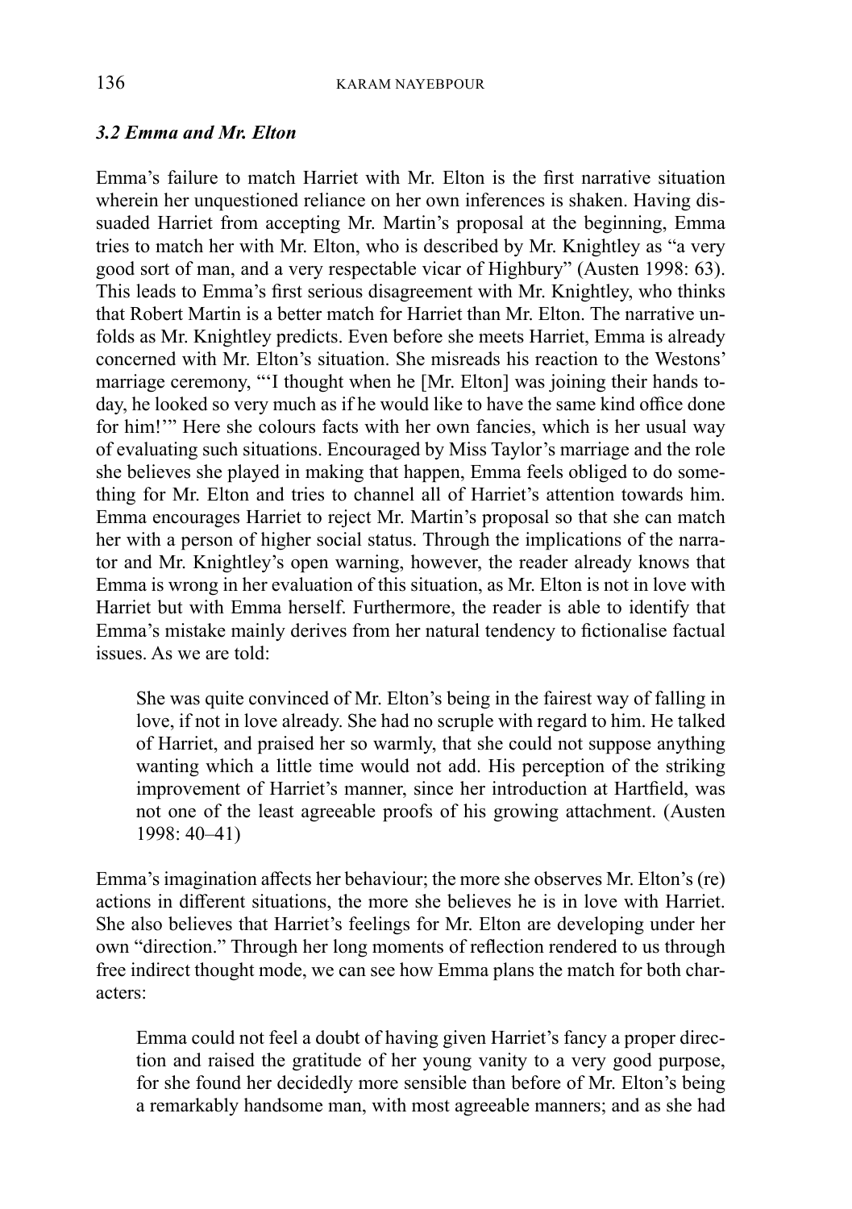### *3.2 Emma and Mr. Elton*

Emma's failure to match Harriet with Mr. Elton is the first narrative situation wherein her unquestioned reliance on her own inferences is shaken. Having dissuaded Harriet from accepting Mr. Martin's proposal at the beginning, Emma tries to match her with Mr. Elton, who is described by Mr. Knightley as "a very good sort of man, and a very respectable vicar of Highbury" (Austen 1998: 63). This leads to Emma's first serious disagreement with Mr. Knightley, who thinks that Robert Martin is a better match for Harriet than Mr. Elton. The narrative unfolds as Mr. Knightley predicts. Even before she meets Harriet, Emma is already concerned with Mr. Elton's situation. She misreads his reaction to the Westons' marriage ceremony, "'I thought when he [Mr. Elton] was joining their hands today, he looked so very much as if he would like to have the same kind office done for him!'" Here she colours facts with her own fancies, which is her usual way of evaluating such situations. Encouraged by Miss Taylor's marriage and the role she believes she played in making that happen, Emma feels obliged to do something for Mr. Elton and tries to channel all of Harriet's attention towards him. Emma encourages Harriet to reject Mr. Martin's proposal so that she can match her with a person of higher social status. Through the implications of the narrator and Mr. Knightley's open warning, however, the reader already knows that Emma is wrong in her evaluation of this situation, as Mr. Elton is not in love with Harriet but with Emma herself. Furthermore, the reader is able to identify that Emma's mistake mainly derives from her natural tendency to fictionalise factual issues. As we are told:

> She was quite convinced of Mr. Elton's being in the fairest way of falling in love, if not in love already. She had no scruple with regard to him. He talked of Harriet, and praised her so warmly, that she could not suppose anything wanting which a little time would not add. His perception of the striking improvement of Harriet's manner, since her introduction at Hartfield, was not one of the least agreeable proofs of his growing attachment. (Austen 1998: 40–41)

Emma's imagination affects her behaviour; the more she observes Mr. Elton's (re)actions in different situations, the more she believes he is in love with Harriet. She also believes that Harriet's feelings for Mr. Elton are developing under her own "direction." Through her long moments of reflection rendered to us through free indirect thought mode, we can see how Emma plans the match for both characters:

> Emma could not feel a doubt of having given Harriet's fancy a proper direction and raised the gratitude of her young vanity to a very good purpose, for she found her decidedly more sensible than before of Mr. Elton's being a remarkably handsome man, with most agreeable manners; and as she had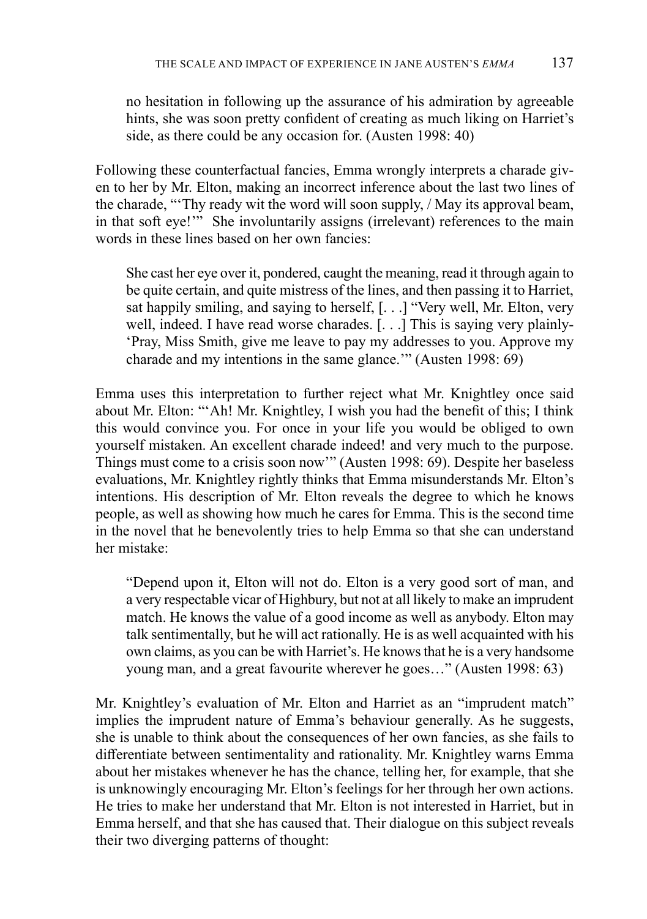> no hesitation in following up the assurance of his admiration by agreeable hints, she was soon pretty confident of creating as much liking on Harriet's side, as there could be any occasion for. (Austen 1998: 40)

Following these counterfactual fancies, Emma wrongly interprets a charade given to her by Mr. Elton, making an incorrect inference about the last two lines of the charade, "'Thy ready wit the word will soon supply, / May its approval beam, in that soft eye!'" She involuntarily assigns (irrelevant) references to the main words in these lines based on her own fancies:

> She cast her eye over it, pondered, caught the meaning, read it through again to be quite certain, and quite mistress of the lines, and then passing it to Harriet, sat happily smiling, and saying to herself, [. . .] "Very well, Mr. Elton, very well, indeed. I have read worse charades. [. . .] This is saying very plainly- 'Pray, Miss Smith, give me leave to pay my addresses to you. Approve my charade and my intentions in the same glance.'" (Austen 1998: 69)

Emma uses this interpretation to further reject what Mr. Knightley once said about Mr. Elton: "'Ah! Mr. Knightley, I wish you had the benefit of this; I think this would convince you. For once in your life you would be obliged to own yourself mistaken. An excellent charade indeed! and very much to the purpose. Things must come to a crisis soon now'" (Austen 1998: 69). Despite her baseless evaluations, Mr. Knightley rightly thinks that Emma misunderstands Mr. Elton's intentions. His description of Mr. Elton reveals the degree to which he knows people, as well as showing how much he cares for Emma. This is the second time in the novel that he benevolently tries to help Emma so that she can understand her mistake:

> "Depend upon it, Elton will not do. Elton is a very good sort of man, and a very respectable vicar of Highbury, but not at all likely to make an imprudent match. He knows the value of a good income as well as anybody. Elton may talk sentimentally, but he will act rationally. He is as well acquainted with his own claims, as you can be with Harriet's. He knows that he is a very handsome young man, and a great favourite wherever he goes…" (Austen 1998: 63)

Mr. Knightley's evaluation of Mr. Elton and Harriet as an "imprudent match" implies the imprudent nature of Emma's behaviour generally. As he suggests, she is unable to think about the consequences of her own fancies, as she fails to differentiate between sentimentality and rationality. Mr. Knightley warns Emma about her mistakes whenever he has the chance, telling her, for example, that she is unknowingly encouraging Mr. Elton's feelings for her through her own actions. He tries to make her understand that Mr. Elton is not interested in Harriet, but in Emma herself, and that she has caused that. Their dialogue on this subject reveals their two diverging patterns of thought: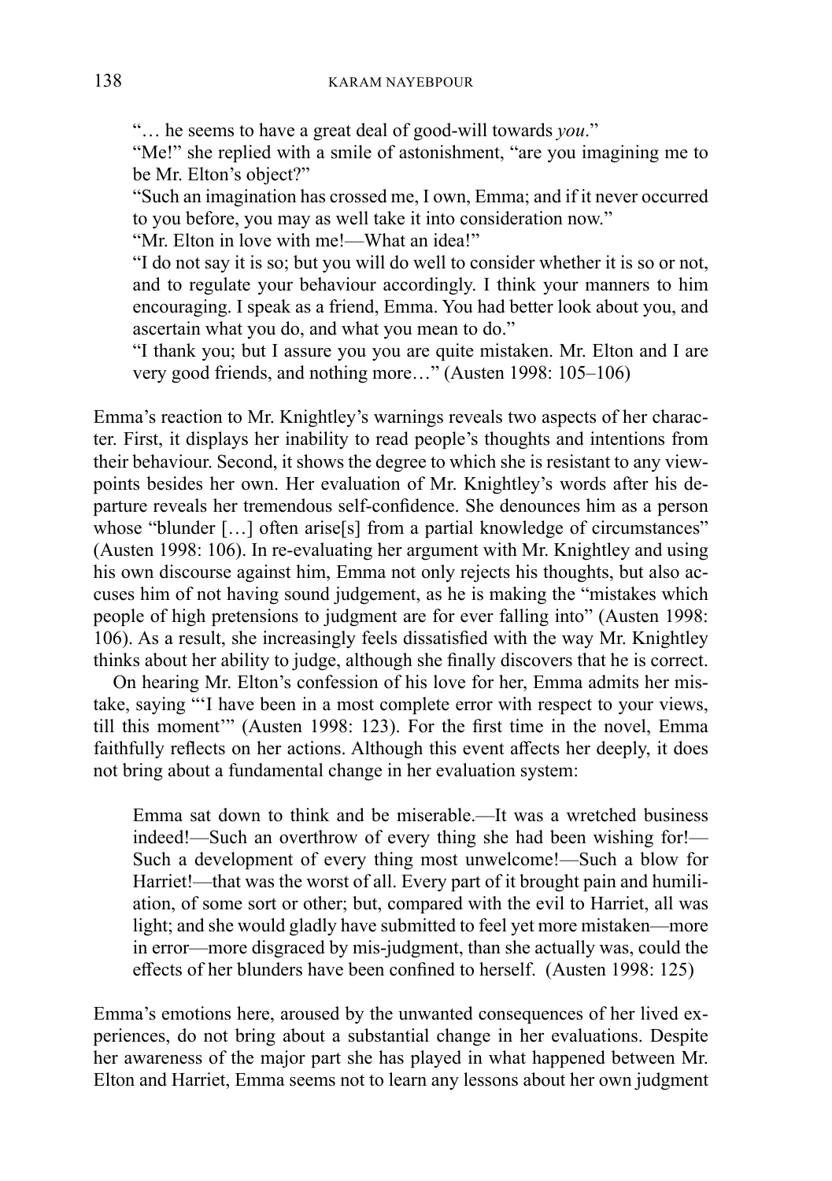> "… he seems to have a great deal of good-will towards *you*."
>
> "Me!" she replied with a smile of astonishment, "are you imagining me to be Mr. Elton's object?"
>
> "Such an imagination has crossed me, I own, Emma; and if it never occurred to you before, you may as well take it into consideration now."
>
> "Mr. Elton in love with me!—What an idea!"
>
> "I do not say it is so; but you will do well to consider whether it is so or not, and to regulate your behaviour accordingly. I think your manners to him encouraging. I speak as a friend, Emma. You had better look about you, and ascertain what you do, and what you mean to do."
>
> "I thank you; but I assure you you are quite mistaken. Mr. Elton and I are very good friends, and nothing more…" (Austen 1998: 105–106)

Emma's reaction to Mr. Knightley's warnings reveals two aspects of her character. First, it displays her inability to read people's thoughts and intentions from their behaviour. Second, it shows the degree to which she is resistant to any viewpoints besides her own. Her evaluation of Mr. Knightley's words after his departure reveals her tremendous self-confidence. She denounces him as a person whose "blunder […] often arise[s] from a partial knowledge of circumstances" (Austen 1998: 106). In re-evaluating her argument with Mr. Knightley and using his own discourse against him, Emma not only rejects his thoughts, but also accuses him of not having sound judgement, as he is making the "mistakes which people of high pretensions to judgment are for ever falling into" (Austen 1998: 106). As a result, she increasingly feels dissatisfied with the way Mr. Knightley thinks about her ability to judge, although she finally discovers that he is correct.

On hearing Mr. Elton's confession of his love for her, Emma admits her mistake, saying "'I have been in a most complete error with respect to your views, till this moment'" (Austen 1998: 123). For the first time in the novel, Emma faithfully reflects on her actions. Although this event affects her deeply, it does not bring about a fundamental change in her evaluation system:

> Emma sat down to think and be miserable.—It was a wretched business indeed!—Such an overthrow of every thing she had been wishing for!—Such a development of every thing most unwelcome!—Such a blow for Harriet!—that was the worst of all. Every part of it brought pain and humiliation, of some sort or other; but, compared with the evil to Harriet, all was light; and she would gladly have submitted to feel yet more mistaken—more in error—more disgraced by mis-judgment, than she actually was, could the effects of her blunders have been confined to herself. (Austen 1998: 125)

Emma's emotions here, aroused by the unwanted consequences of her lived experiences, do not bring about a substantial change in her evaluations. Despite her awareness of the major part she has played in what happened between Mr. Elton and Harriet, Emma seems not to learn any lessons about her own judgment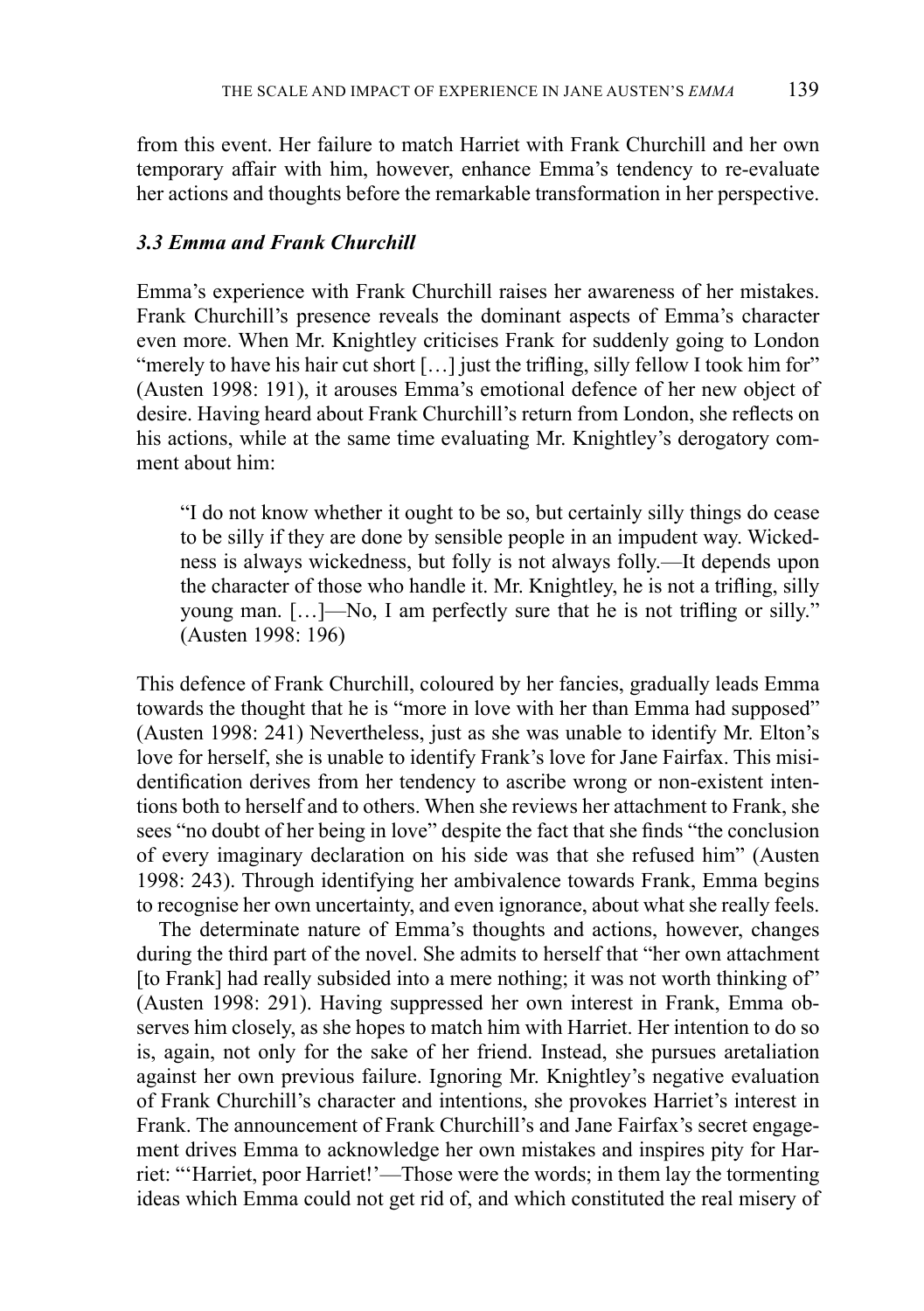from this event. Her failure to match Harriet with Frank Churchill and her own temporary affair with him, however, enhance Emma's tendency to re-evaluate her actions and thoughts before the remarkable transformation in her perspective.

### *3.3 Emma and Frank Churchill*

Emma's experience with Frank Churchill raises her awareness of her mistakes. Frank Churchill's presence reveals the dominant aspects of Emma's character even more. When Mr. Knightley criticises Frank for suddenly going to London "merely to have his hair cut short […] just the trifling, silly fellow I took him for" (Austen 1998: 191), it arouses Emma's emotional defence of her new object of desire. Having heard about Frank Churchill's return from London, she reflects on his actions, while at the same time evaluating Mr. Knightley's derogatory comment about him:

> "I do not know whether it ought to be so, but certainly silly things do cease to be silly if they are done by sensible people in an impudent way. Wickedness is always wickedness, but folly is not always folly.—It depends upon the character of those who handle it. Mr. Knightley, he is not a trifling, silly young man. […]—No, I am perfectly sure that he is not trifling or silly." (Austen 1998: 196)

This defence of Frank Churchill, coloured by her fancies, gradually leads Emma towards the thought that he is "more in love with her than Emma had supposed" (Austen 1998: 241) Nevertheless, just as she was unable to identify Mr. Elton's love for herself, she is unable to identify Frank's love for Jane Fairfax. This misidentification derives from her tendency to ascribe wrong or non-existent intentions both to herself and to others. When she reviews her attachment to Frank, she sees "no doubt of her being in love" despite the fact that she finds "the conclusion of every imaginary declaration on his side was that she refused him" (Austen 1998: 243). Through identifying her ambivalence towards Frank, Emma begins to recognise her own uncertainty, and even ignorance, about what she really feels.

The determinate nature of Emma's thoughts and actions, however, changes during the third part of the novel. She admits to herself that "her own attachment [to Frank] had really subsided into a mere nothing; it was not worth thinking of" (Austen 1998: 291). Having suppressed her own interest in Frank, Emma observes him closely, as she hopes to match him with Harriet. Her intention to do so is, again, not only for the sake of her friend. Instead, she pursues aretaliation against her own previous failure. Ignoring Mr. Knightley's negative evaluation of Frank Churchill's character and intentions, she provokes Harriet's interest in Frank. The announcement of Frank Churchill's and Jane Fairfax's secret engagement drives Emma to acknowledge her own mistakes and inspires pity for Harriet: "'Harriet, poor Harriet!'—Those were the words; in them lay the tormenting ideas which Emma could not get rid of, and which constituted the real misery of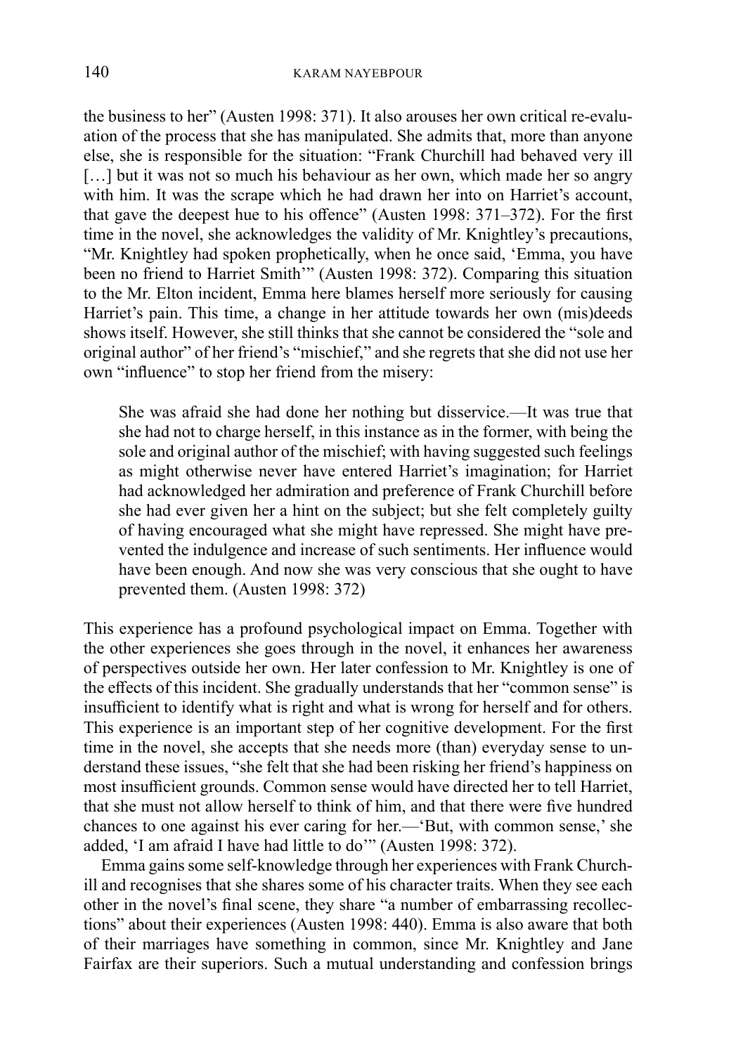the business to her" (Austen 1998: 371). It also arouses her own critical re-evaluation of the process that she has manipulated. She admits that, more than anyone else, she is responsible for the situation: "Frank Churchill had behaved very ill […] but it was not so much his behaviour as her own, which made her so angry with him. It was the scrape which he had drawn her into on Harriet's account, that gave the deepest hue to his offence" (Austen 1998: 371–372). For the first time in the novel, she acknowledges the validity of Mr. Knightley's precautions, "Mr. Knightley had spoken prophetically, when he once said, 'Emma, you have been no friend to Harriet Smith'" (Austen 1998: 372). Comparing this situation to the Mr. Elton incident, Emma here blames herself more seriously for causing Harriet's pain. This time, a change in her attitude towards her own (mis)deeds shows itself. However, she still thinks that she cannot be considered the "sole and original author" of her friend's "mischief," and she regrets that she did not use her own "influence" to stop her friend from the misery:

> She was afraid she had done her nothing but disservice.—It was true that she had not to charge herself, in this instance as in the former, with being the sole and original author of the mischief; with having suggested such feelings as might otherwise never have entered Harriet's imagination; for Harriet had acknowledged her admiration and preference of Frank Churchill before she had ever given her a hint on the subject; but she felt completely guilty of having encouraged what she might have repressed. She might have prevented the indulgence and increase of such sentiments. Her influence would have been enough. And now she was very conscious that she ought to have prevented them. (Austen 1998: 372)

This experience has a profound psychological impact on Emma. Together with the other experiences she goes through in the novel, it enhances her awareness of perspectives outside her own. Her later confession to Mr. Knightley is one of the effects of this incident. She gradually understands that her "common sense" is insufficient to identify what is right and what is wrong for herself and for others. This experience is an important step of her cognitive development. For the first time in the novel, she accepts that she needs more (than) everyday sense to understand these issues, "she felt that she had been risking her friend's happiness on most insufficient grounds. Common sense would have directed her to tell Harriet, that she must not allow herself to think of him, and that there were five hundred chances to one against his ever caring for her.—'But, with common sense,' she added, 'I am afraid I have had little to do'" (Austen 1998: 372).

Emma gains some self-knowledge through her experiences with Frank Churchill and recognises that she shares some of his character traits. When they see each other in the novel's final scene, they share "a number of embarrassing recollections" about their experiences (Austen 1998: 440). Emma is also aware that both of their marriages have something in common, since Mr. Knightley and Jane Fairfax are their superiors. Such a mutual understanding and confession brings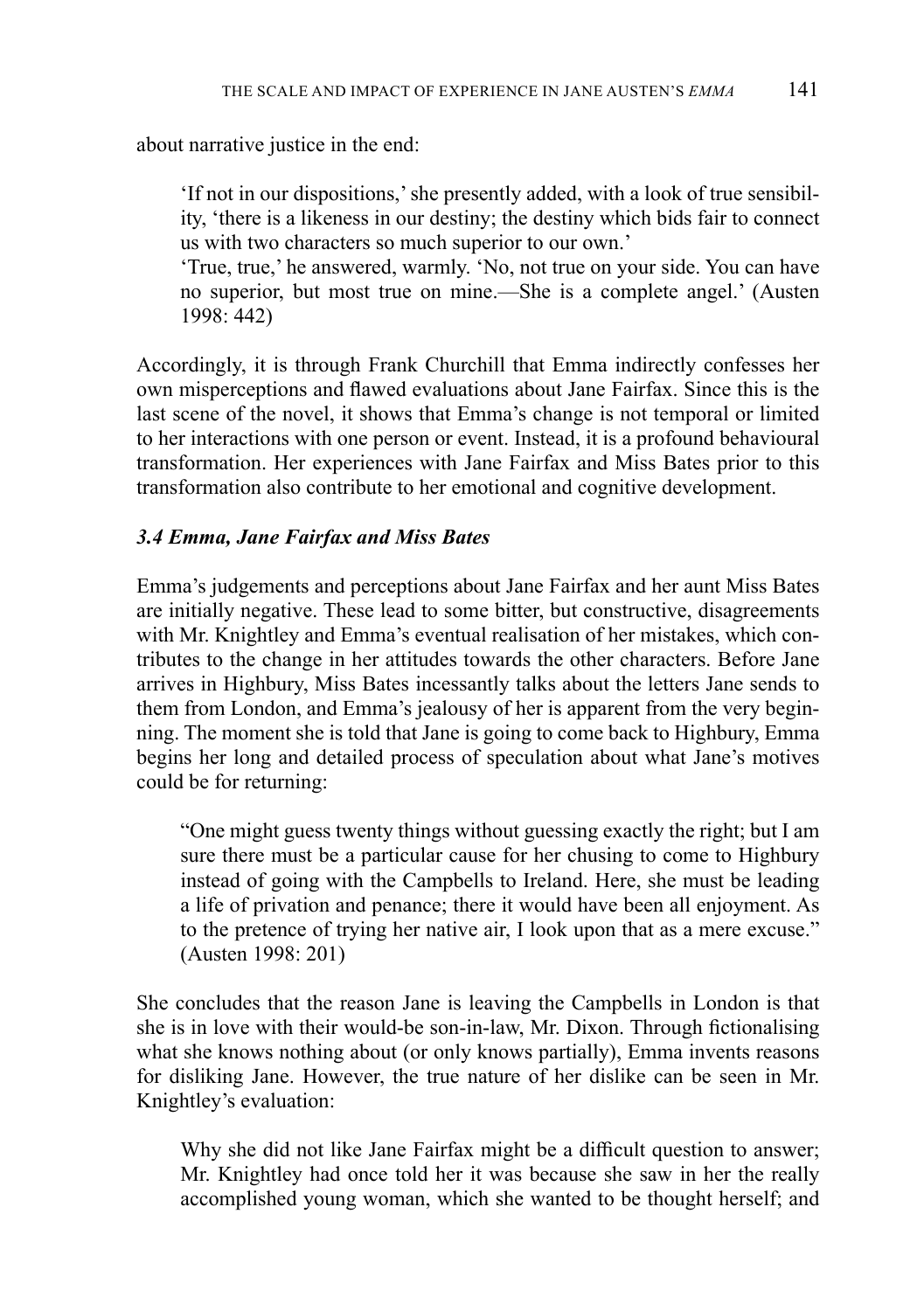about narrative justice in the end:

> 'If not in our dispositions,' she presently added, with a look of true sensibility, 'there is a likeness in our destiny; the destiny which bids fair to connect us with two characters so much superior to our own.'
> 'True, true,' he answered, warmly. 'No, not true on your side. You can have no superior, but most true on mine.—She is a complete angel.' (Austen 1998: 442)

Accordingly, it is through Frank Churchill that Emma indirectly confesses her own misperceptions and flawed evaluations about Jane Fairfax. Since this is the last scene of the novel, it shows that Emma's change is not temporal or limited to her interactions with one person or event. Instead, it is a profound behavioural transformation. Her experiences with Jane Fairfax and Miss Bates prior to this transformation also contribute to her emotional and cognitive development.

### *3.4 Emma, Jane Fairfax and Miss Bates*

Emma's judgements and perceptions about Jane Fairfax and her aunt Miss Bates are initially negative. These lead to some bitter, but constructive, disagreements with Mr. Knightley and Emma's eventual realisation of her mistakes, which contributes to the change in her attitudes towards the other characters. Before Jane arrives in Highbury, Miss Bates incessantly talks about the letters Jane sends to them from London, and Emma's jealousy of her is apparent from the very beginning. The moment she is told that Jane is going to come back to Highbury, Emma begins her long and detailed process of speculation about what Jane's motives could be for returning:

> "One might guess twenty things without guessing exactly the right; but I am sure there must be a particular cause for her chusing to come to Highbury instead of going with the Campbells to Ireland. Here, she must be leading a life of privation and penance; there it would have been all enjoyment. As to the pretence of trying her native air, I look upon that as a mere excuse." (Austen 1998: 201)

She concludes that the reason Jane is leaving the Campbells in London is that she is in love with their would-be son-in-law, Mr. Dixon. Through fictionalising what she knows nothing about (or only knows partially), Emma invents reasons for disliking Jane. However, the true nature of her dislike can be seen in Mr. Knightley's evaluation:

> Why she did not like Jane Fairfax might be a difficult question to answer; Mr. Knightley had once told her it was because she saw in her the really accomplished young woman, which she wanted to be thought herself; and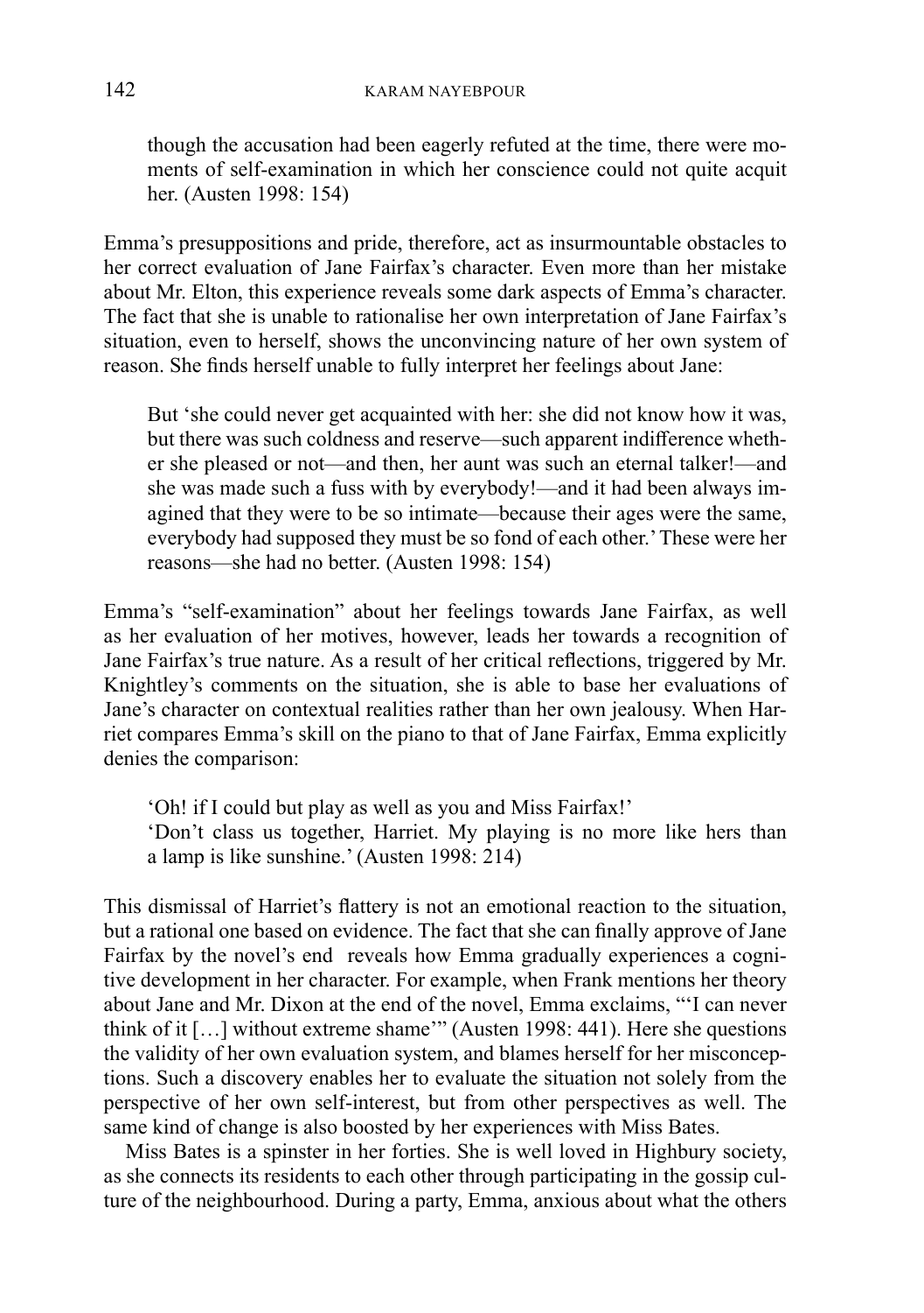> though the accusation had been eagerly refuted at the time, there were moments of self-examination in which her conscience could not quite acquit her. (Austen 1998: 154)

Emma's presuppositions and pride, therefore, act as insurmountable obstacles to her correct evaluation of Jane Fairfax's character. Even more than her mistake about Mr. Elton, this experience reveals some dark aspects of Emma's character. The fact that she is unable to rationalise her own interpretation of Jane Fairfax's situation, even to herself, shows the unconvincing nature of her own system of reason. She finds herself unable to fully interpret her feelings about Jane:

> But 'she could never get acquainted with her: she did not know how it was, but there was such coldness and reserve—such apparent indifference whether she pleased or not—and then, her aunt was such an eternal talker!—and she was made such a fuss with by everybody!—and it had been always imagined that they were to be so intimate—because their ages were the same, everybody had supposed they must be so fond of each other.' These were her reasons—she had no better. (Austen 1998: 154)

Emma's "self-examination" about her feelings towards Jane Fairfax, as well as her evaluation of her motives, however, leads her towards a recognition of Jane Fairfax's true nature. As a result of her critical reflections, triggered by Mr. Knightley's comments on the situation, she is able to base her evaluations of Jane's character on contextual realities rather than her own jealousy. When Harriet compares Emma's skill on the piano to that of Jane Fairfax, Emma explicitly denies the comparison:

> 'Oh! if I could but play as well as you and Miss Fairfax!'
> 'Don't class us together, Harriet. My playing is no more like hers than a lamp is like sunshine.' (Austen 1998: 214)

This dismissal of Harriet's flattery is not an emotional reaction to the situation, but a rational one based on evidence. The fact that she can finally approve of Jane Fairfax by the novel's end reveals how Emma gradually experiences a cognitive development in her character. For example, when Frank mentions her theory about Jane and Mr. Dixon at the end of the novel, Emma exclaims, "'I can never think of it […] without extreme shame'" (Austen 1998: 441). Here she questions the validity of her own evaluation system, and blames herself for her misconceptions. Such a discovery enables her to evaluate the situation not solely from the perspective of her own self-interest, but from other perspectives as well. The same kind of change is also boosted by her experiences with Miss Bates.

Miss Bates is a spinster in her forties. She is well loved in Highbury society, as she connects its residents to each other through participating in the gossip culture of the neighbourhood. During a party, Emma, anxious about what the others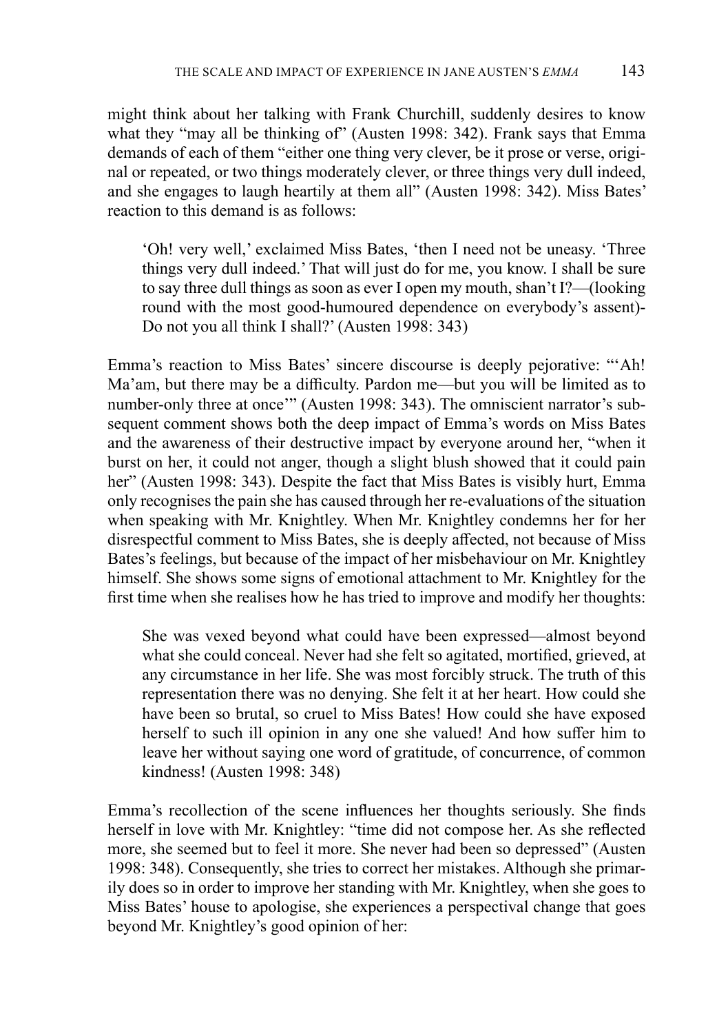might think about her talking with Frank Churchill, suddenly desires to know what they "may all be thinking of" (Austen 1998: 342). Frank says that Emma demands of each of them "either one thing very clever, be it prose or verse, original or repeated, or two things moderately clever, or three things very dull indeed, and she engages to laugh heartily at them all" (Austen 1998: 342). Miss Bates' reaction to this demand is as follows:

> 'Oh! very well,' exclaimed Miss Bates, 'then I need not be uneasy. 'Three things very dull indeed.' That will just do for me, you know. I shall be sure to say three dull things as soon as ever I open my mouth, shan't I?—(looking round with the most good-humoured dependence on everybody's assent)- Do not you all think I shall?' (Austen 1998: 343)

Emma's reaction to Miss Bates' sincere discourse is deeply pejorative: "'Ah! Ma'am, but there may be a difficulty. Pardon me—but you will be limited as to number-only three at once'" (Austen 1998: 343). The omniscient narrator's subsequent comment shows both the deep impact of Emma's words on Miss Bates and the awareness of their destructive impact by everyone around her, "when it burst on her, it could not anger, though a slight blush showed that it could pain her" (Austen 1998: 343). Despite the fact that Miss Bates is visibly hurt, Emma only recognises the pain she has caused through her re-evaluations of the situation when speaking with Mr. Knightley. When Mr. Knightley condemns her for her disrespectful comment to Miss Bates, she is deeply affected, not because of Miss Bates's feelings, but because of the impact of her misbehaviour on Mr. Knightley himself. She shows some signs of emotional attachment to Mr. Knightley for the first time when she realises how he has tried to improve and modify her thoughts:

> She was vexed beyond what could have been expressed—almost beyond what she could conceal. Never had she felt so agitated, mortified, grieved, at any circumstance in her life. She was most forcibly struck. The truth of this representation there was no denying. She felt it at her heart. How could she have been so brutal, so cruel to Miss Bates! How could she have exposed herself to such ill opinion in any one she valued! And how suffer him to leave her without saying one word of gratitude, of concurrence, of common kindness! (Austen 1998: 348)

Emma's recollection of the scene influences her thoughts seriously. She finds herself in love with Mr. Knightley: "time did not compose her. As she reflected more, she seemed but to feel it more. She never had been so depressed" (Austen 1998: 348). Consequently, she tries to correct her mistakes. Although she primarily does so in order to improve her standing with Mr. Knightley, when she goes to Miss Bates' house to apologise, she experiences a perspectival change that goes beyond Mr. Knightley's good opinion of her: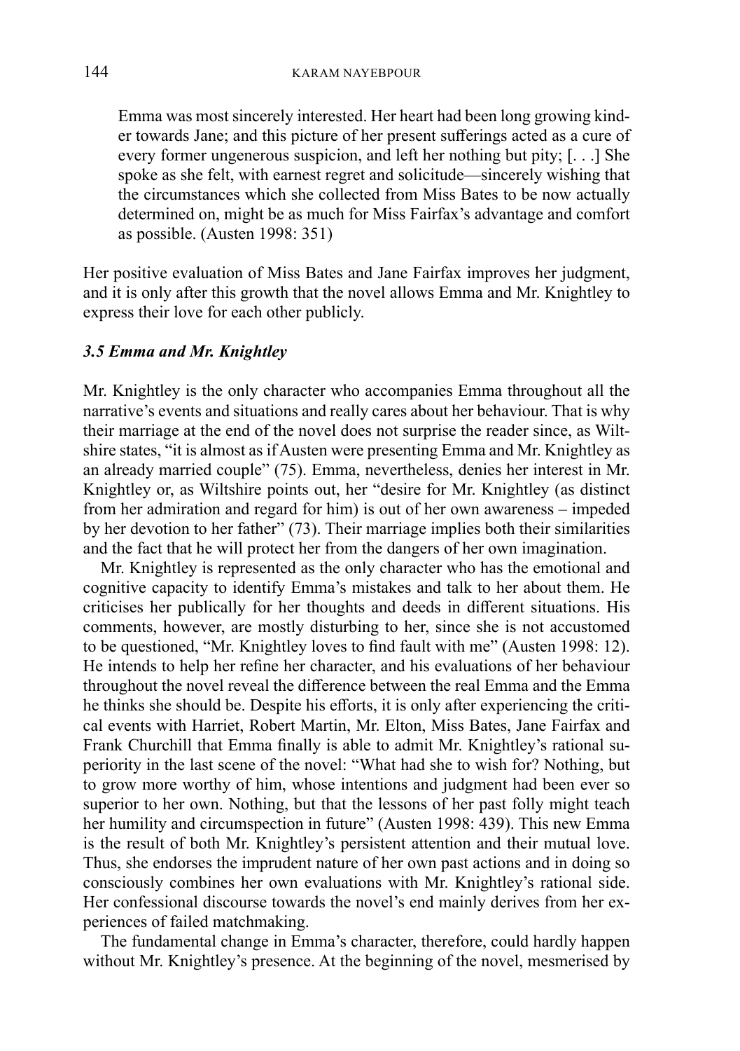> Emma was most sincerely interested. Her heart had been long growing kinder towards Jane; and this picture of her present sufferings acted as a cure of every former ungenerous suspicion, and left her nothing but pity; [. . .] She spoke as she felt, with earnest regret and solicitude—sincerely wishing that the circumstances which she collected from Miss Bates to be now actually determined on, might be as much for Miss Fairfax's advantage and comfort as possible. (Austen 1998: 351)

Her positive evaluation of Miss Bates and Jane Fairfax improves her judgment, and it is only after this growth that the novel allows Emma and Mr. Knightley to express their love for each other publicly.

### *3.5 Emma and Mr. Knightley*

Mr. Knightley is the only character who accompanies Emma throughout all the narrative's events and situations and really cares about her behaviour. That is why their marriage at the end of the novel does not surprise the reader since, as Wiltshire states, "it is almost as if Austen were presenting Emma and Mr. Knightley as an already married couple" (75). Emma, nevertheless, denies her interest in Mr. Knightley or, as Wiltshire points out, her "desire for Mr. Knightley (as distinct from her admiration and regard for him) is out of her own awareness – impeded by her devotion to her father" (73). Their marriage implies both their similarities and the fact that he will protect her from the dangers of her own imagination.

Mr. Knightley is represented as the only character who has the emotional and cognitive capacity to identify Emma's mistakes and talk to her about them. He criticises her publically for her thoughts and deeds in different situations. His comments, however, are mostly disturbing to her, since she is not accustomed to be questioned, "Mr. Knightley loves to find fault with me" (Austen 1998: 12). He intends to help her refine her character, and his evaluations of her behaviour throughout the novel reveal the difference between the real Emma and the Emma he thinks she should be. Despite his efforts, it is only after experiencing the critical events with Harriet, Robert Martin, Mr. Elton, Miss Bates, Jane Fairfax and Frank Churchill that Emma finally is able to admit Mr. Knightley's rational superiority in the last scene of the novel: "What had she to wish for? Nothing, but to grow more worthy of him, whose intentions and judgment had been ever so superior to her own. Nothing, but that the lessons of her past folly might teach her humility and circumspection in future" (Austen 1998: 439). This new Emma is the result of both Mr. Knightley's persistent attention and their mutual love. Thus, she endorses the imprudent nature of her own past actions and in doing so consciously combines her own evaluations with Mr. Knightley's rational side. Her confessional discourse towards the novel's end mainly derives from her experiences of failed matchmaking.

The fundamental change in Emma's character, therefore, could hardly happen without Mr. Knightley's presence. At the beginning of the novel, mesmerised by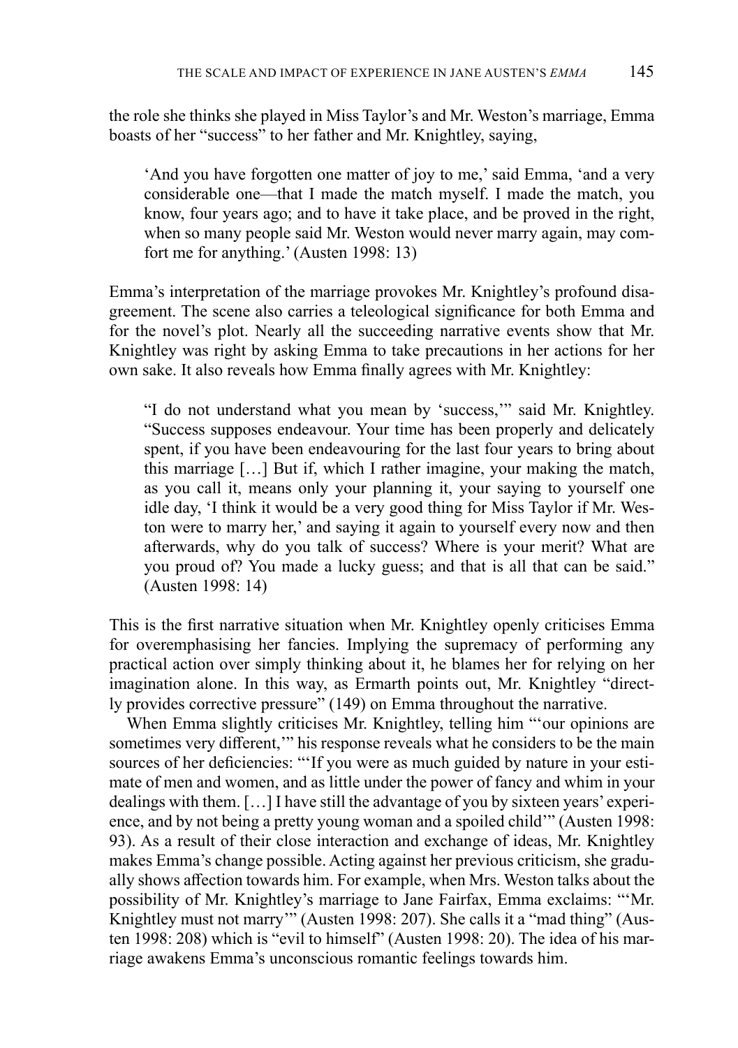the role she thinks she played in Miss Taylor's and Mr. Weston's marriage, Emma boasts of her "success" to her father and Mr. Knightley, saying,

> 'And you have forgotten one matter of joy to me,' said Emma, 'and a very considerable one—that I made the match myself. I made the match, you know, four years ago; and to have it take place, and be proved in the right, when so many people said Mr. Weston would never marry again, may comfort me for anything.' (Austen 1998: 13)

Emma's interpretation of the marriage provokes Mr. Knightley's profound disagreement. The scene also carries a teleological significance for both Emma and for the novel's plot. Nearly all the succeeding narrative events show that Mr. Knightley was right by asking Emma to take precautions in her actions for her own sake. It also reveals how Emma finally agrees with Mr. Knightley:

> "I do not understand what you mean by 'success,'" said Mr. Knightley. "Success supposes endeavour. Your time has been properly and delicately spent, if you have been endeavouring for the last four years to bring about this marriage […] But if, which I rather imagine, your making the match, as you call it, means only your planning it, your saying to yourself one idle day, 'I think it would be a very good thing for Miss Taylor if Mr. Weston were to marry her,' and saying it again to yourself every now and then afterwards, why do you talk of success? Where is your merit? What are you proud of? You made a lucky guess; and that is all that can be said." (Austen 1998: 14)

This is the first narrative situation when Mr. Knightley openly criticises Emma for overemphasising her fancies. Implying the supremacy of performing any practical action over simply thinking about it, he blames her for relying on her imagination alone. In this way, as Ermarth points out, Mr. Knightley "directly provides corrective pressure" (149) on Emma throughout the narrative.

When Emma slightly criticises Mr. Knightley, telling him "'our opinions are sometimes very different,'" his response reveals what he considers to be the main sources of her deficiencies: "'If you were as much guided by nature in your estimate of men and women, and as little under the power of fancy and whim in your dealings with them. […] I have still the advantage of you by sixteen years' experience, and by not being a pretty young woman and a spoiled child'" (Austen 1998: 93). As a result of their close interaction and exchange of ideas, Mr. Knightley makes Emma's change possible. Acting against her previous criticism, she gradually shows affection towards him. For example, when Mrs. Weston talks about the possibility of Mr. Knightley's marriage to Jane Fairfax, Emma exclaims: "'Mr. Knightley must not marry'" (Austen 1998: 207). She calls it a "mad thing" (Austen 1998: 208) which is "evil to himself" (Austen 1998: 20). The idea of his marriage awakens Emma's unconscious romantic feelings towards him.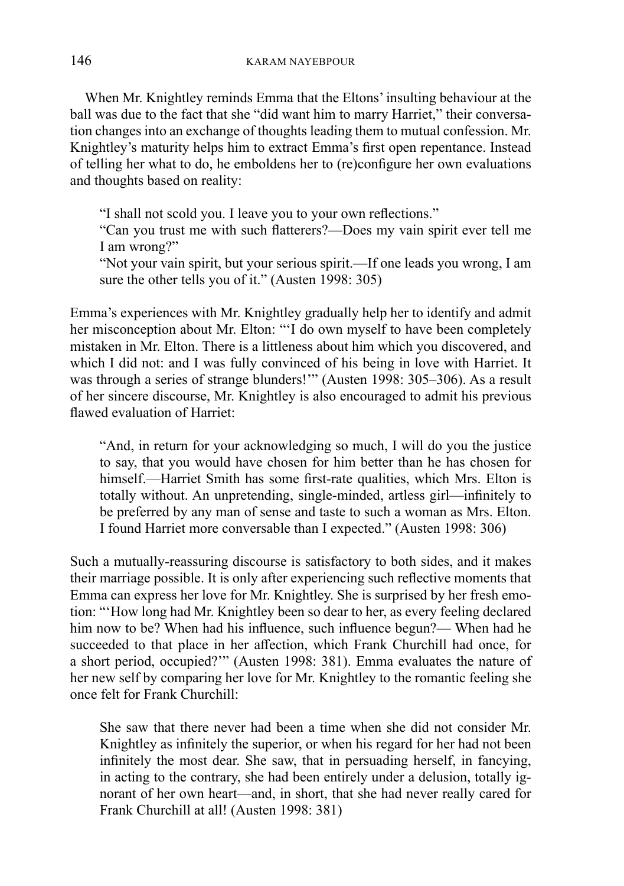When Mr. Knightley reminds Emma that the Eltons' insulting behaviour at the ball was due to the fact that she "did want him to marry Harriet," their conversation changes into an exchange of thoughts leading them to mutual confession. Mr. Knightley's maturity helps him to extract Emma's first open repentance. Instead of telling her what to do, he emboldens her to (re)configure her own evaluations and thoughts based on reality:

> "I shall not scold you. I leave you to your own reflections."
> "Can you trust me with such flatterers?—Does my vain spirit ever tell me I am wrong?"
> "Not your vain spirit, but your serious spirit.—If one leads you wrong, I am sure the other tells you of it." (Austen 1998: 305)

Emma's experiences with Mr. Knightley gradually help her to identify and admit her misconception about Mr. Elton: "'I do own myself to have been completely mistaken in Mr. Elton. There is a littleness about him which you discovered, and which I did not: and I was fully convinced of his being in love with Harriet. It was through a series of strange blunders!'" (Austen 1998: 305–306). As a result of her sincere discourse, Mr. Knightley is also encouraged to admit his previous flawed evaluation of Harriet:

> "And, in return for your acknowledging so much, I will do you the justice to say, that you would have chosen for him better than he has chosen for himself.—Harriet Smith has some first-rate qualities, which Mrs. Elton is totally without. An unpretending, single-minded, artless girl—infinitely to be preferred by any man of sense and taste to such a woman as Mrs. Elton. I found Harriet more conversable than I expected." (Austen 1998: 306)

Such a mutually-reassuring discourse is satisfactory to both sides, and it makes their marriage possible. It is only after experiencing such reflective moments that Emma can express her love for Mr. Knightley. She is surprised by her fresh emotion: "'How long had Mr. Knightley been so dear to her, as every feeling declared him now to be? When had his influence, such influence begun?— When had he succeeded to that place in her affection, which Frank Churchill had once, for a short period, occupied?'" (Austen 1998: 381). Emma evaluates the nature of her new self by comparing her love for Mr. Knightley to the romantic feeling she once felt for Frank Churchill:

> She saw that there never had been a time when she did not consider Mr. Knightley as infinitely the superior, or when his regard for her had not been infinitely the most dear. She saw, that in persuading herself, in fancying, in acting to the contrary, she had been entirely under a delusion, totally ignorant of her own heart—and, in short, that she had never really cared for Frank Churchill at all! (Austen 1998: 381)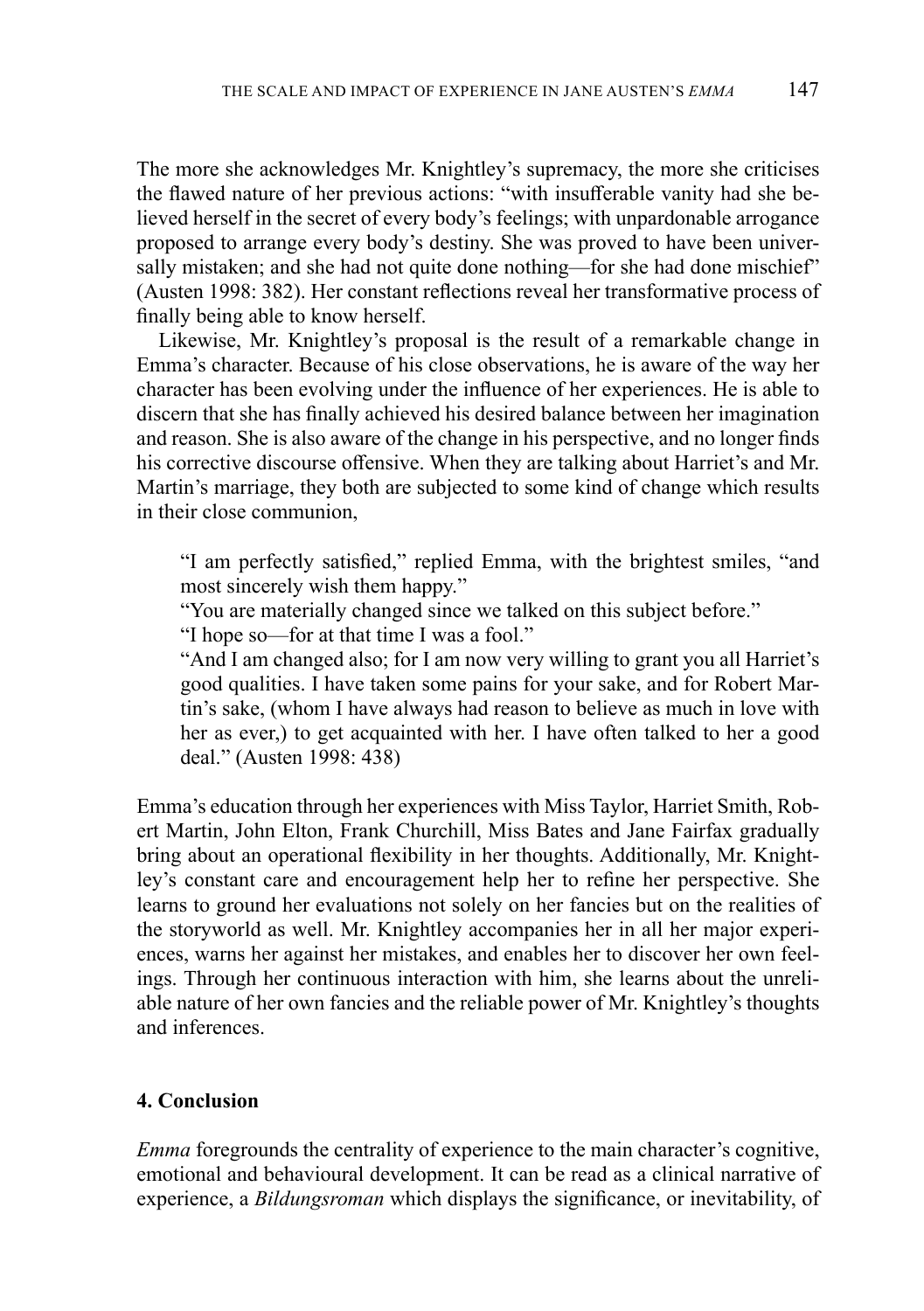The more she acknowledges Mr. Knightley's supremacy, the more she criticises the flawed nature of her previous actions: "with insufferable vanity had she believed herself in the secret of every body's feelings; with unpardonable arrogance proposed to arrange every body's destiny. She was proved to have been universally mistaken; and she had not quite done nothing—for she had done mischief" (Austen 1998: 382). Her constant reflections reveal her transformative process of finally being able to know herself.

Likewise, Mr. Knightley's proposal is the result of a remarkable change in Emma's character. Because of his close observations, he is aware of the way her character has been evolving under the influence of her experiences. He is able to discern that she has finally achieved his desired balance between her imagination and reason. She is also aware of the change in his perspective, and no longer finds his corrective discourse offensive. When they are talking about Harriet's and Mr. Martin's marriage, they both are subjected to some kind of change which results in their close communion,

> "I am perfectly satisfied," replied Emma, with the brightest smiles, "and most sincerely wish them happy."
>
> "You are materially changed since we talked on this subject before."
>
> "I hope so—for at that time I was a fool."
>
> "And I am changed also; for I am now very willing to grant you all Harriet's good qualities. I have taken some pains for your sake, and for Robert Martin's sake, (whom I have always had reason to believe as much in love with her as ever,) to get acquainted with her. I have often talked to her a good deal." (Austen 1998: 438)

Emma's education through her experiences with Miss Taylor, Harriet Smith, Robert Martin, John Elton, Frank Churchill, Miss Bates and Jane Fairfax gradually bring about an operational flexibility in her thoughts. Additionally, Mr. Knightley's constant care and encouragement help her to refine her perspective. She learns to ground her evaluations not solely on her fancies but on the realities of the storyworld as well. Mr. Knightley accompanies her in all her major experiences, warns her against her mistakes, and enables her to discover her own feelings. Through her continuous interaction with him, she learns about the unreliable nature of her own fancies and the reliable power of Mr. Knightley's thoughts and inferences.

## 4. Conclusion

*Emma* foregrounds the centrality of experience to the main character's cognitive, emotional and behavioural development. It can be read as a clinical narrative of experience, a *Bildungsroman* which displays the significance, or inevitability, of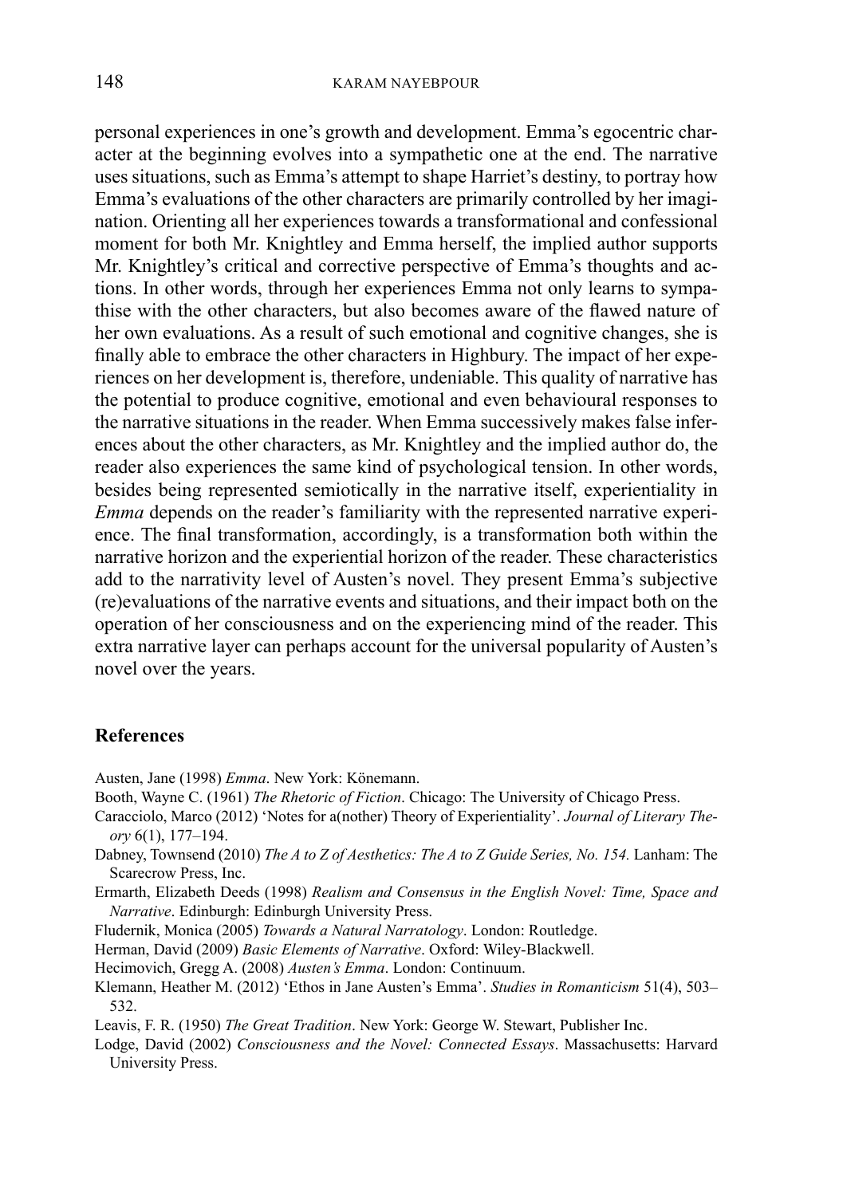personal experiences in one's growth and development. Emma's egocentric character at the beginning evolves into a sympathetic one at the end. The narrative uses situations, such as Emma's attempt to shape Harriet's destiny, to portray how Emma's evaluations of the other characters are primarily controlled by her imagination. Orienting all her experiences towards a transformational and confessional moment for both Mr. Knightley and Emma herself, the implied author supports Mr. Knightley's critical and corrective perspective of Emma's thoughts and actions. In other words, through her experiences Emma not only learns to sympathise with the other characters, but also becomes aware of the flawed nature of her own evaluations. As a result of such emotional and cognitive changes, she is finally able to embrace the other characters in Highbury. The impact of her experiences on her development is, therefore, undeniable. This quality of narrative has the potential to produce cognitive, emotional and even behavioural responses to the narrative situations in the reader. When Emma successively makes false inferences about the other characters, as Mr. Knightley and the implied author do, the reader also experiences the same kind of psychological tension. In other words, besides being represented semiotically in the narrative itself, experientiality in *Emma* depends on the reader's familiarity with the represented narrative experience. The final transformation, accordingly, is a transformation both within the narrative horizon and the experiential horizon of the reader. These characteristics add to the narrativity level of Austen's novel. They present Emma's subjective (re)evaluations of the narrative events and situations, and their impact both on the operation of her consciousness and on the experiencing mind of the reader. This extra narrative layer can perhaps account for the universal popularity of Austen's novel over the years.

## References

Austen, Jane (1998) *Emma*. New York: Könemann.

Booth, Wayne C. (1961) *The Rhetoric of Fiction*. Chicago: The University of Chicago Press.

Caracciolo, Marco (2012) 'Notes for a(nother) Theory of Experientiality'. *Journal of Literary Theory* 6(1), 177–194.

Dabney, Townsend (2010) *The A to Z of Aesthetics: The A to Z Guide Series, No. 154.* Lanham: The Scarecrow Press, Inc.

Ermarth, Elizabeth Deeds (1998) *Realism and Consensus in the English Novel: Time, Space and Narrative*. Edinburgh: Edinburgh University Press.

Fludernik, Monica (2005) *Towards a Natural Narratology*. London: Routledge.

Herman, David (2009) *Basic Elements of Narrative*. Oxford: Wiley-Blackwell.

Hecimovich, Gregg A. (2008) *Austen's Emma*. London: Continuum.

Klemann, Heather M. (2012) 'Ethos in Jane Austen's Emma'. *Studies in Romanticism* 51(4), 503–532.

Leavis, F. R. (1950) *The Great Tradition*. New York: George W. Stewart, Publisher Inc.

Lodge, David (2002) *Consciousness and the Novel: Connected Essays*. Massachusetts: Harvard University Press.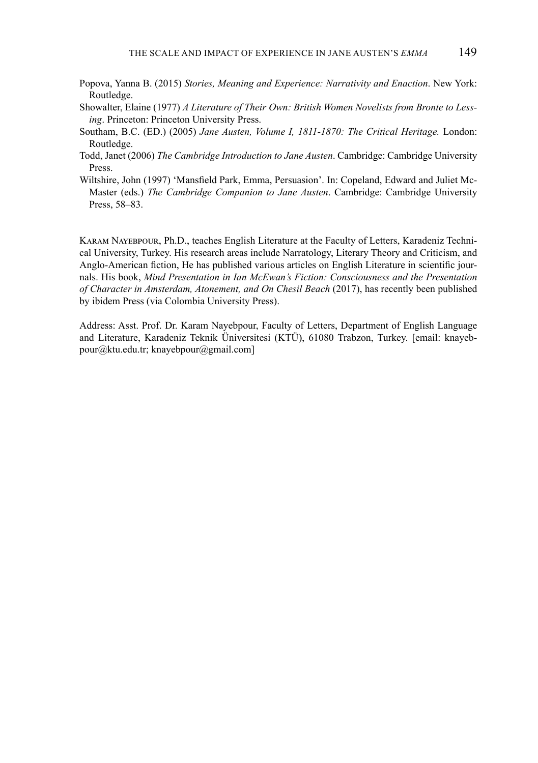Popova, Yanna B. (2015) *Stories, Meaning and Experience: Narrativity and Enaction*. New York: Routledge.

Showalter, Elaine (1977) *A Literature of Their Own: British Women Novelists from Bronte to Lessing*. Princeton: Princeton University Press.

Southam, B.C. (ED.) (2005) *Jane Austen, Volume I, 1811-1870: The Critical Heritage.* London: Routledge.

Todd, Janet (2006) *The Cambridge Introduction to Jane Austen*. Cambridge: Cambridge University Press.

Wiltshire, John (1997) 'Mansfield Park, Emma, Persuasion'. In: Copeland, Edward and Juliet McMaster (eds.) *The Cambridge Companion to Jane Austen*. Cambridge: Cambridge University Press, 58–83.

Karam Nayebpour, Ph.D., teaches English Literature at the Faculty of Letters, Karadeniz Technical University, Turkey. His research areas include Narratology, Literary Theory and Criticism, and Anglo-American fiction, He has published various articles on English Literature in scientific journals. His book, *Mind Presentation in Ian McEwan's Fiction: Consciousness and the Presentation of Character in Amsterdam, Atonement, and On Chesil Beach* (2017), has recently been published by ibidem Press (via Colombia University Press).

Address: Asst. Prof. Dr. Karam Nayebpour, Faculty of Letters, Department of English Language and Literature, Karadeniz Teknik Üniversitesi (KTÜ), 61080 Trabzon, Turkey. [email: knayebpour@ktu.edu.tr; knayebpour@gmail.com]